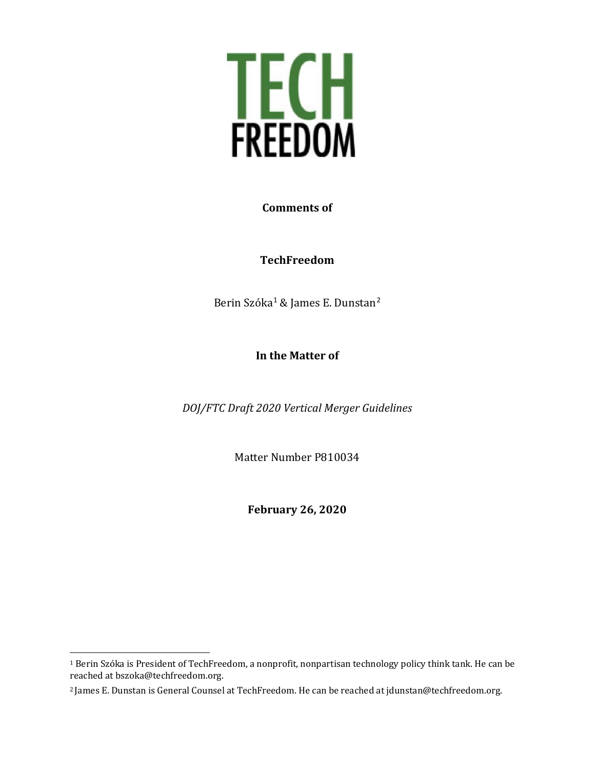TECH
FREEDOM

**Comments of**

**TechFreedom**

Berin Szóka[1] & James E. Dunstan[2]

**In the Matter of**

*DOJ/FTC Draft 2020 Vertical Merger Guidelines*

Matter Number P810034

**February 26, 2020**

---

[1] Berin Szóka is President of TechFreedom, a nonprofit, nonpartisan technology policy think tank. He can be reached at bszoka@techfreedom.org.

[2] James E. Dunstan is General Counsel at TechFreedom. He can be reached at jdunstan@techfreedom.org.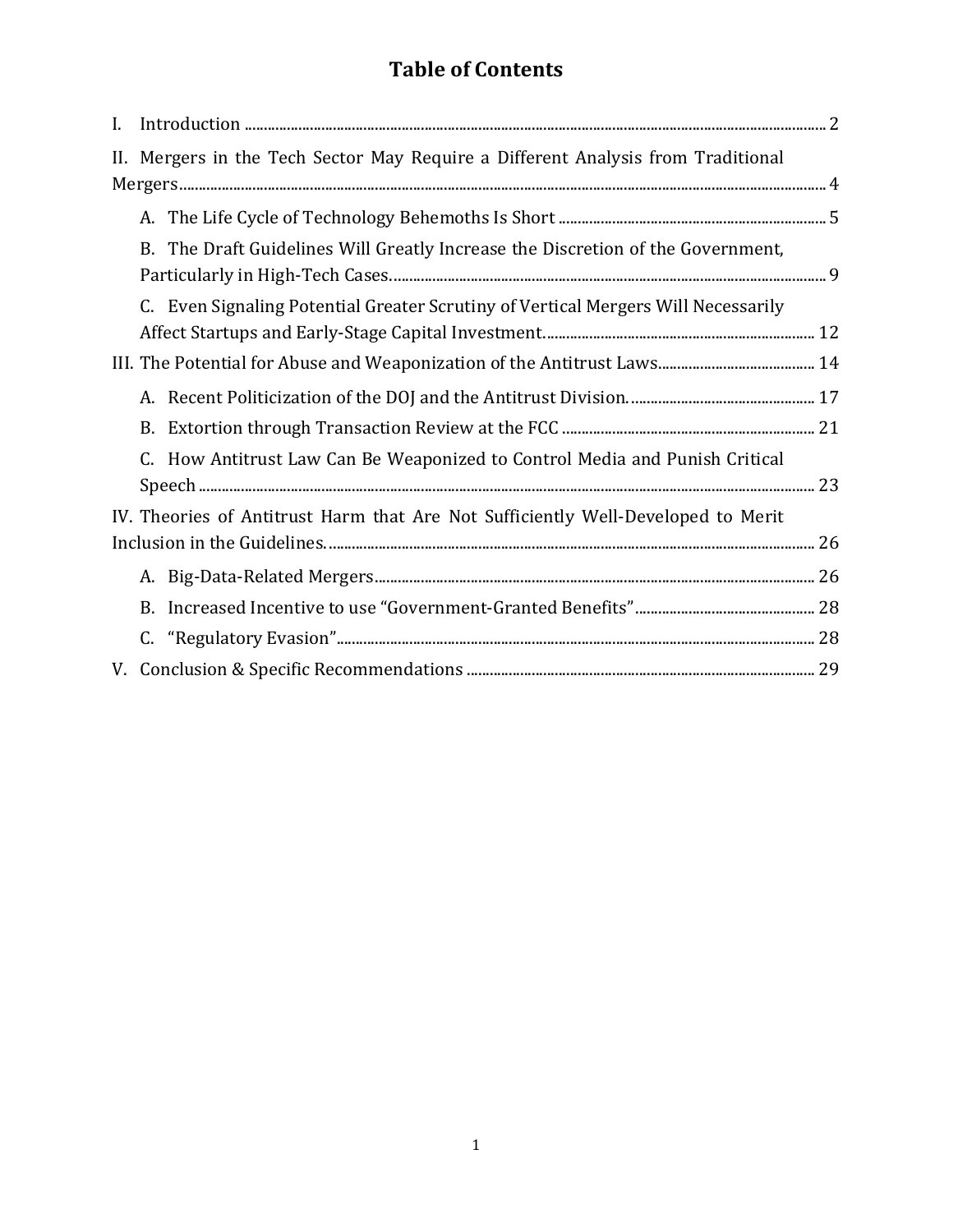# Table of Contents

I. Introduction ........................................................................................................................................... 2

II. Mergers in the Tech Sector May Require a Different Analysis from Traditional Mergers ........................................................................................................................................... 4

- A. The Life Cycle of Technology Behemoths Is Short ......................................................................... 5
- B. The Draft Guidelines Will Greatly Increase the Discretion of the Government, Particularly in High-Tech Cases. ........................................................................................... 9
- C. Even Signaling Potential Greater Scrutiny of Vertical Mergers Will Necessarily Affect Startups and Early-Stage Capital Investment. ........................................................... 12

III. The Potential for Abuse and Weaponization of the Antitrust Laws .................................... 14

- A. Recent Politicization of the DOJ and the Antitrust Division. ............................................... 17
- B. Extortion through Transaction Review at the FCC ................................................................ 21
- C. How Antitrust Law Can Be Weaponized to Control Media and Punish Critical Speech .............................................................................................................................................. 23

IV. Theories of Antitrust Harm that Are Not Sufficiently Well-Developed to Merit Inclusion in the Guidelines. .......................................................................................................... 26

- A. Big-Data-Related Mergers ................................................................................................................ 26
- B. Increased Incentive to use "Government-Granted Benefits" ............................................. 28
- C. "Regulatory Evasion" .......................................................................................................................... 28

V. Conclusion & Specific Recommendations ....................................................................................... 29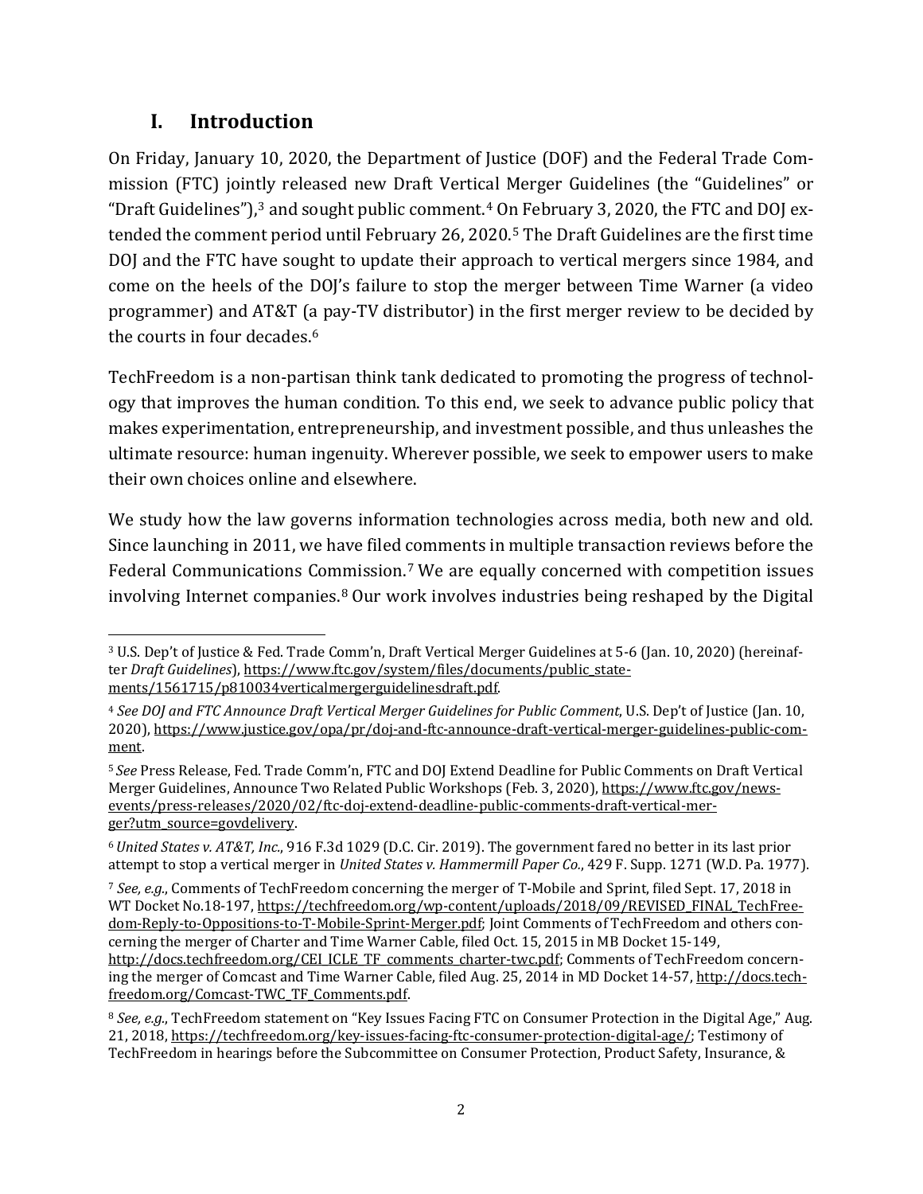## I. Introduction

On Friday, January 10, 2020, the Department of Justice (DOF) and the Federal Trade Commission (FTC) jointly released new Draft Vertical Merger Guidelines (the "Guidelines" or "Draft Guidelines"),[3] and sought public comment.[4] On February 3, 2020, the FTC and DOJ extended the comment period until February 26, 2020.[5] The Draft Guidelines are the first time DOJ and the FTC have sought to update their approach to vertical mergers since 1984, and come on the heels of the DOJ's failure to stop the merger between Time Warner (a video programmer) and AT&T (a pay-TV distributor) in the first merger review to be decided by the courts in four decades.[6]

TechFreedom is a non-partisan think tank dedicated to promoting the progress of technology that improves the human condition. To this end, we seek to advance public policy that makes experimentation, entrepreneurship, and investment possible, and thus unleashes the ultimate resource: human ingenuity. Wherever possible, we seek to empower users to make their own choices online and elsewhere.

We study how the law governs information technologies across media, both new and old. Since launching in 2011, we have filed comments in multiple transaction reviews before the Federal Communications Commission.[7] We are equally concerned with competition issues involving Internet companies.[8] Our work involves industries being reshaped by the Digital

---

[3] U.S. Dep't of Justice & Fed. Trade Comm'n, Draft Vertical Merger Guidelines at 5-6 (Jan. 10, 2020) (hereinafter *Draft Guidelines*), https://www.ftc.gov/system/files/documents/public_statements/1561715/p810034verticalmergerguidelinesdraft.pdf.

[4] *See DOJ and FTC Announce Draft Vertical Merger Guidelines for Public Comment*, U.S. Dep't of Justice (Jan. 10, 2020), https://www.justice.gov/opa/pr/doj-and-ftc-announce-draft-vertical-merger-guidelines-public-comment.

[5] *See* Press Release, Fed. Trade Comm'n, FTC and DOJ Extend Deadline for Public Comments on Draft Vertical Merger Guidelines, Announce Two Related Public Workshops (Feb. 3, 2020), https://www.ftc.gov/news-events/press-releases/2020/02/ftc-doj-extend-deadline-public-comments-draft-vertical-merger?utm_source=govdelivery.

[6] *United States v. AT&T, Inc.*, 916 F.3d 1029 (D.C. Cir. 2019). The government fared no better in its last prior attempt to stop a vertical merger in *United States v. Hammermill Paper Co.*, 429 F. Supp. 1271 (W.D. Pa. 1977).

[7] *See, e.g.*, Comments of TechFreedom concerning the merger of T-Mobile and Sprint, filed Sept. 17, 2018 in WT Docket No.18-197, https://techfreedom.org/wp-content/uploads/2018/09/REVISED_FINAL_TechFreedom-Reply-to-Oppositions-to-T-Mobile-Sprint-Merger.pdf; Joint Comments of TechFreedom and others concerning the merger of Charter and Time Warner Cable, filed Oct. 15, 2015 in MB Docket 15-149, http://docs.techfreedom.org/CEI_ICLE_TF_comments_charter-twc.pdf; Comments of TechFreedom concerning the merger of Comcast and Time Warner Cable, filed Aug. 25, 2014 in MD Docket 14-57, http://docs.techfreedom.org/Comcast-TWC_TF_Comments.pdf.

[8] *See, e.g.*, TechFreedom statement on "Key Issues Facing FTC on Consumer Protection in the Digital Age," Aug. 21, 2018, https://techfreedom.org/key-issues-facing-ftc-consumer-protection-digital-age/; Testimony of TechFreedom in hearings before the Subcommittee on Consumer Protection, Product Safety, Insurance, &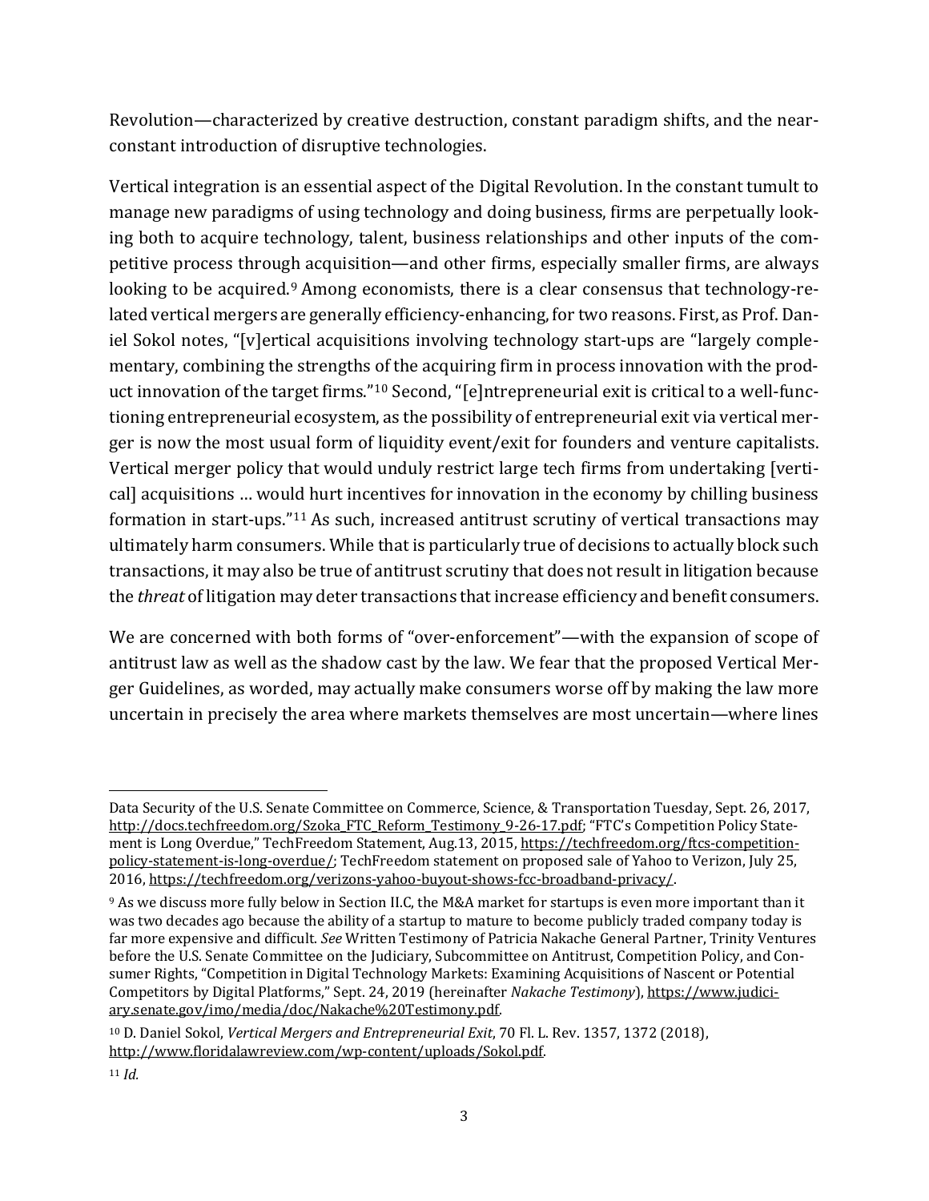Revolution—characterized by creative destruction, constant paradigm shifts, and the near-constant introduction of disruptive technologies.

Vertical integration is an essential aspect of the Digital Revolution. In the constant tumult to manage new paradigms of using technology and doing business, firms are perpetually looking both to acquire technology, talent, business relationships and other inputs of the competitive process through acquisition—and other firms, especially smaller firms, are always looking to be acquired.[9] Among economists, there is a clear consensus that technology-related vertical mergers are generally efficiency-enhancing, for two reasons. First, as Prof. Daniel Sokol notes, "[v]ertical acquisitions involving technology start-ups are "largely complementary, combining the strengths of the acquiring firm in process innovation with the product innovation of the target firms."[10] Second, "[e]ntrepreneurial exit is critical to a well-functioning entrepreneurial ecosystem, as the possibility of entrepreneurial exit via vertical merger is now the most usual form of liquidity event/exit for founders and venture capitalists. Vertical merger policy that would unduly restrict large tech firms from undertaking [vertical] acquisitions … would hurt incentives for innovation in the economy by chilling business formation in start-ups."[11] As such, increased antitrust scrutiny of vertical transactions may ultimately harm consumers. While that is particularly true of decisions to actually block such transactions, it may also be true of antitrust scrutiny that does not result in litigation because the *threat* of litigation may deter transactions that increase efficiency and benefit consumers.

We are concerned with both forms of "over-enforcement"—with the expansion of scope of antitrust law as well as the shadow cast by the law. We fear that the proposed Vertical Merger Guidelines, as worded, may actually make consumers worse off by making the law more uncertain in precisely the area where markets themselves are most uncertain—where lines

---

Data Security of the U.S. Senate Committee on Commerce, Science, & Transportation Tuesday, Sept. 26, 2017, http://docs.techfreedom.org/Szoka_FTC_Reform_Testimony_9-26-17.pdf; "FTC's Competition Policy Statement is Long Overdue," TechFreedom Statement, Aug.13, 2015, https://techfreedom.org/ftcs-competition-policy-statement-is-long-overdue/; TechFreedom statement on proposed sale of Yahoo to Verizon, July 25, 2016, https://techfreedom.org/verizons-yahoo-buyout-shows-fcc-broadband-privacy/.

[9] As we discuss more fully below in Section II.C, the M&A market for startups is even more important than it was two decades ago because the ability of a startup to mature to become publicly traded company today is far more expensive and difficult. *See* Written Testimony of Patricia Nakache General Partner, Trinity Ventures before the U.S. Senate Committee on the Judiciary, Subcommittee on Antitrust, Competition Policy, and Consumer Rights, "Competition in Digital Technology Markets: Examining Acquisitions of Nascent or Potential Competitors by Digital Platforms," Sept. 24, 2019 (hereinafter *Nakache Testimony*), https://www.judiciary.senate.gov/imo/media/doc/Nakache%20Testimony.pdf.

[10] D. Daniel Sokol, *Vertical Mergers and Entrepreneurial Exit*, 70 Fl. L. Rev. 1357, 1372 (2018), http://www.floridalawreview.com/wp-content/uploads/Sokol.pdf.

[11] *Id.*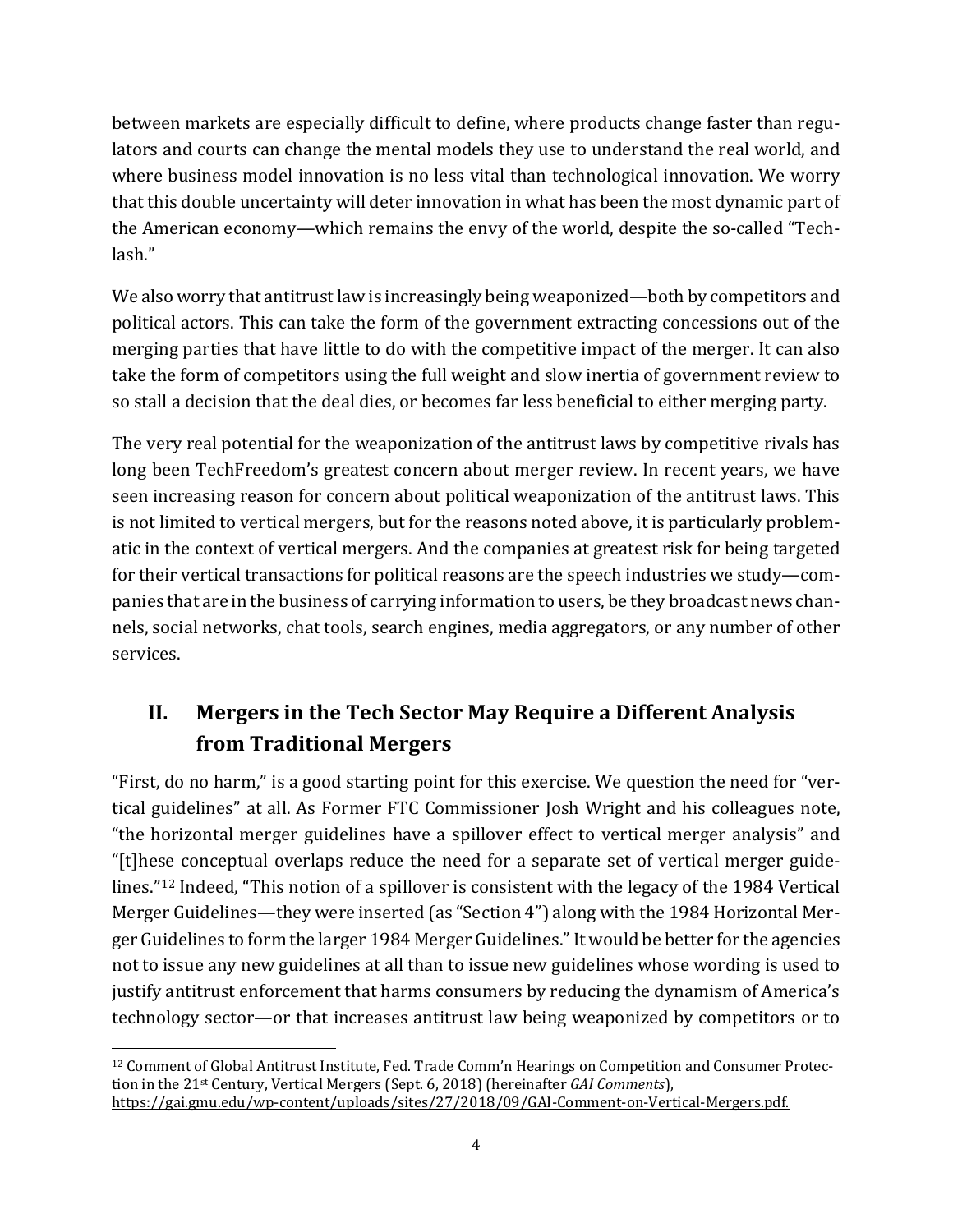between markets are especially difficult to define, where products change faster than regulators and courts can change the mental models they use to understand the real world, and where business model innovation is no less vital than technological innovation. We worry that this double uncertainty will deter innovation in what has been the most dynamic part of the American economy—which remains the envy of the world, despite the so-called "Techlash."

We also worry that antitrust law is increasingly being weaponized—both by competitors and political actors. This can take the form of the government extracting concessions out of the merging parties that have little to do with the competitive impact of the merger. It can also take the form of competitors using the full weight and slow inertia of government review to so stall a decision that the deal dies, or becomes far less beneficial to either merging party.

The very real potential for the weaponization of the antitrust laws by competitive rivals has long been TechFreedom's greatest concern about merger review. In recent years, we have seen increasing reason for concern about political weaponization of the antitrust laws. This is not limited to vertical mergers, but for the reasons noted above, it is particularly problematic in the context of vertical mergers. And the companies at greatest risk for being targeted for their vertical transactions for political reasons are the speech industries we study—companies that are in the business of carrying information to users, be they broadcast news channels, social networks, chat tools, search engines, media aggregators, or any number of other services.

## II. Mergers in the Tech Sector May Require a Different Analysis from Traditional Mergers

"First, do no harm," is a good starting point for this exercise. We question the need for "vertical guidelines" at all. As Former FTC Commissioner Josh Wright and his colleagues note, "the horizontal merger guidelines have a spillover effect to vertical merger analysis" and "[t]hese conceptual overlaps reduce the need for a separate set of vertical merger guidelines."[12] Indeed, "This notion of a spillover is consistent with the legacy of the 1984 Vertical Merger Guidelines—they were inserted (as "Section 4") along with the 1984 Horizontal Merger Guidelines to form the larger 1984 Merger Guidelines." It would be better for the agencies not to issue any new guidelines at all than to issue new guidelines whose wording is used to justify antitrust enforcement that harms consumers by reducing the dynamism of America's technology sector—or that increases antitrust law being weaponized by competitors or to

---

[12] Comment of Global Antitrust Institute, Fed. Trade Comm'n Hearings on Competition and Consumer Protection in the 21st Century, Vertical Mergers (Sept. 6, 2018) (hereinafter *GAI Comments*), https://gai.gmu.edu/wp-content/uploads/sites/27/2018/09/GAI-Comment-on-Vertical-Mergers.pdf.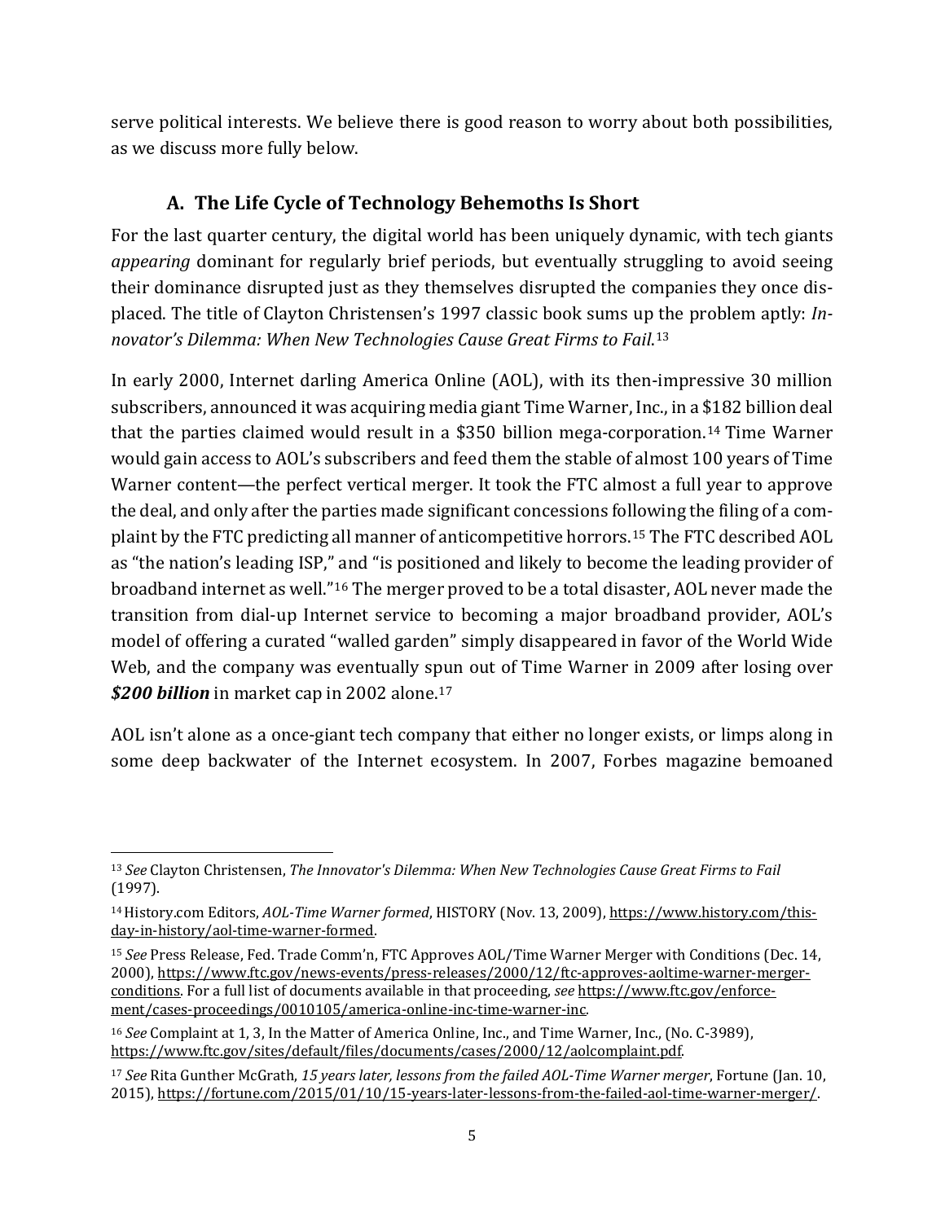serve political interests. We believe there is good reason to worry about both possibilities, as we discuss more fully below.

### A. The Life Cycle of Technology Behemoths Is Short

For the last quarter century, the digital world has been uniquely dynamic, with tech giants *appearing* dominant for regularly brief periods, but eventually struggling to avoid seeing their dominance disrupted just as they themselves disrupted the companies they once displaced. The title of Clayton Christensen's 1997 classic book sums up the problem aptly: *Innovator's Dilemma: When New Technologies Cause Great Firms to Fail*.[13]

In early 2000, Internet darling America Online (AOL), with its then-impressive 30 million subscribers, announced it was acquiring media giant Time Warner, Inc., in a $182 billion deal that the parties claimed would result in a $350 billion mega-corporation.[14] Time Warner would gain access to AOL's subscribers and feed them the stable of almost 100 years of Time Warner content—the perfect vertical merger. It took the FTC almost a full year to approve the deal, and only after the parties made significant concessions following the filing of a complaint by the FTC predicting all manner of anticompetitive horrors.[15] The FTC described AOL as "the nation's leading ISP," and "is positioned and likely to become the leading provider of broadband internet as well."[16] The merger proved to be a total disaster, AOL never made the transition from dial-up Internet service to becoming a major broadband provider, AOL's model of offering a curated "walled garden" simply disappeared in favor of the World Wide Web, and the company was eventually spun out of Time Warner in 2009 after losing over ***$200 billion*** in market cap in 2002 alone.[17]

AOL isn't alone as a once-giant tech company that either no longer exists, or limps along in some deep backwater of the Internet ecosystem. In 2007, Forbes magazine bemoaned

---

[13] *See* Clayton Christensen, *The Innovator's Dilemma: When New Technologies Cause Great Firms to Fail* (1997).

[14] History.com Editors, *AOL-Time Warner formed*, HISTORY (Nov. 13, 2009), https://www.history.com/this-day-in-history/aol-time-warner-formed.

[15] *See* Press Release, Fed. Trade Comm'n, FTC Approves AOL/Time Warner Merger with Conditions (Dec. 14, 2000), https://www.ftc.gov/news-events/press-releases/2000/12/ftc-approves-aoltime-warner-merger-conditions. For a full list of documents available in that proceeding, *see* https://www.ftc.gov/enforcement/cases-proceedings/0010105/america-online-inc-time-warner-inc.

[16] *See* Complaint at 1, 3, In the Matter of America Online, Inc., and Time Warner, Inc., (No. C-3989), https://www.ftc.gov/sites/default/files/documents/cases/2000/12/aolcomplaint.pdf.

[17] *See* Rita Gunther McGrath, *15 years later, lessons from the failed AOL-Time Warner merger*, Fortune (Jan. 10, 2015), https://fortune.com/2015/01/10/15-years-later-lessons-from-the-failed-aol-time-warner-merger/.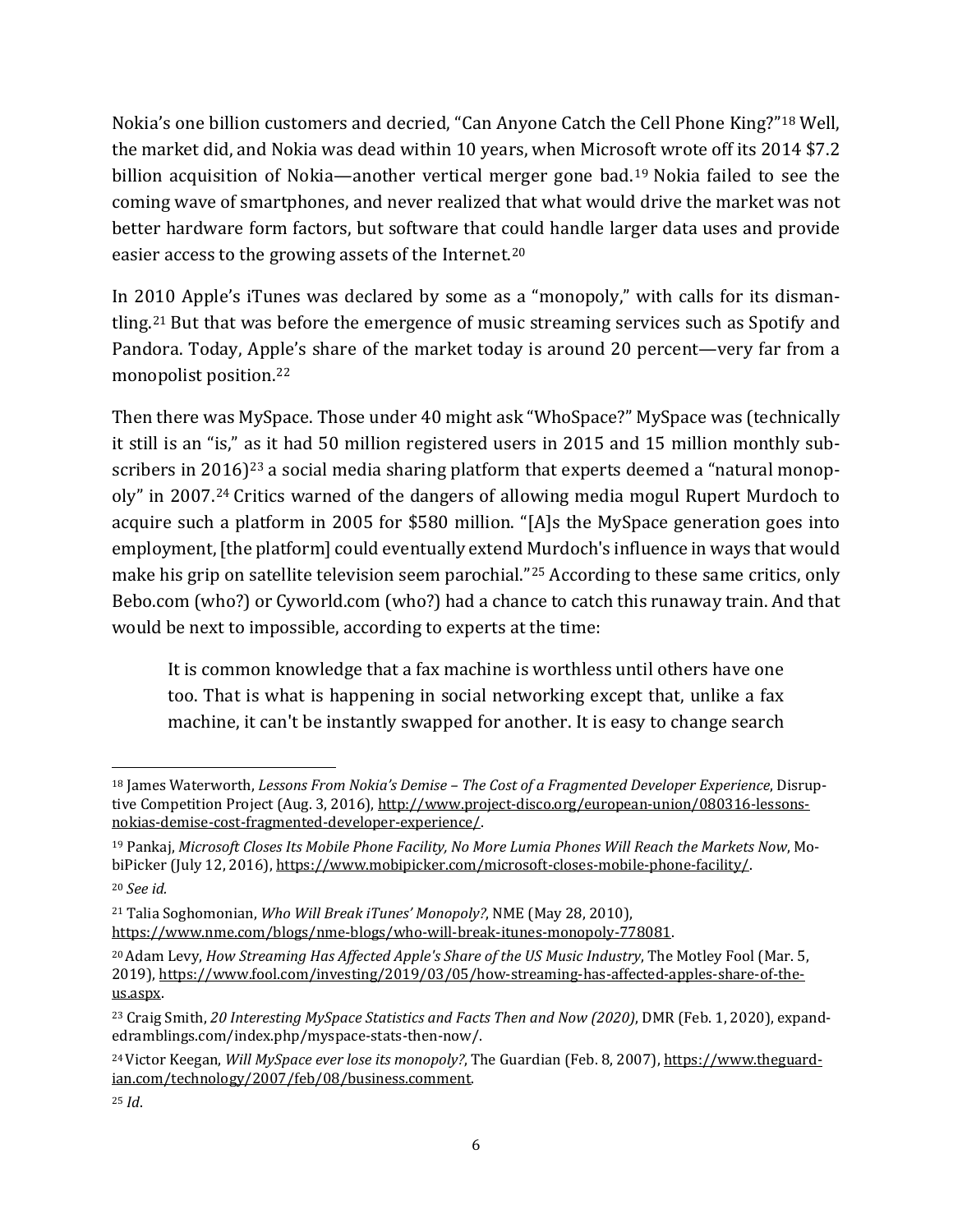Nokia's one billion customers and decried, "Can Anyone Catch the Cell Phone King?"[18] Well, the market did, and Nokia was dead within 10 years, when Microsoft wrote off its 2014 $7.2 billion acquisition of Nokia—another vertical merger gone bad.[19] Nokia failed to see the coming wave of smartphones, and never realized that what would drive the market was not better hardware form factors, but software that could handle larger data uses and provide easier access to the growing assets of the Internet.[20]

In 2010 Apple's iTunes was declared by some as a "monopoly," with calls for its dismantling.[21] But that was before the emergence of music streaming services such as Spotify and Pandora. Today, Apple's share of the market today is around 20 percent—very far from a monopolist position.[22]

Then there was MySpace. Those under 40 might ask "WhoSpace?" MySpace was (technically it still is an "is," as it had 50 million registered users in 2015 and 15 million monthly subscribers in 2016)[23] a social media sharing platform that experts deemed a "natural monopoly" in 2007.[24] Critics warned of the dangers of allowing media mogul Rupert Murdoch to acquire such a platform in 2005 for $580 million. "[A]s the MySpace generation goes into employment, [the platform] could eventually extend Murdoch's influence in ways that would make his grip on satellite television seem parochial."[25] According to these same critics, only Bebo.com (who?) or Cyworld.com (who?) had a chance to catch this runaway train. And that would be next to impossible, according to experts at the time:

> It is common knowledge that a fax machine is worthless until others have one too. That is what is happening in social networking except that, unlike a fax machine, it can't be instantly swapped for another. It is easy to change search

---

[18] James Waterworth, *Lessons From Nokia's Demise – The Cost of a Fragmented Developer Experience*, Disruptive Competition Project (Aug. 3, 2016), http://www.project-disco.org/european-union/080316-lessons-nokias-demise-cost-fragmented-developer-experience/.

[19] Pankaj, *Microsoft Closes Its Mobile Phone Facility, No More Lumia Phones Will Reach the Markets Now*, MobiPicker (July 12, 2016), https://www.mobipicker.com/microsoft-closes-mobile-phone-facility/.

[20] *See id.*

[21] Talia Soghomonian, *Who Will Break iTunes' Monopoly?*, NME (May 28, 2010), https://www.nme.com/blogs/nme-blogs/who-will-break-itunes-monopoly-778081.

[20] Adam Levy, *How Streaming Has Affected Apple's Share of the US Music Industry*, The Motley Fool (Mar. 5, 2019), https://www.fool.com/investing/2019/03/05/how-streaming-has-affected-apples-share-of-the-us.aspx.

[23] Craig Smith, *20 Interesting MySpace Statistics and Facts Then and Now (2020)*, DMR (Feb. 1, 2020), expandedramblings.com/index.php/myspace-stats-then-now/.

[24] Victor Keegan, *Will MySpace ever lose its monopoly?*, The Guardian (Feb. 8, 2007), https://www.theguardian.com/technology/2007/feb/08/business.comment.

[25] *Id*.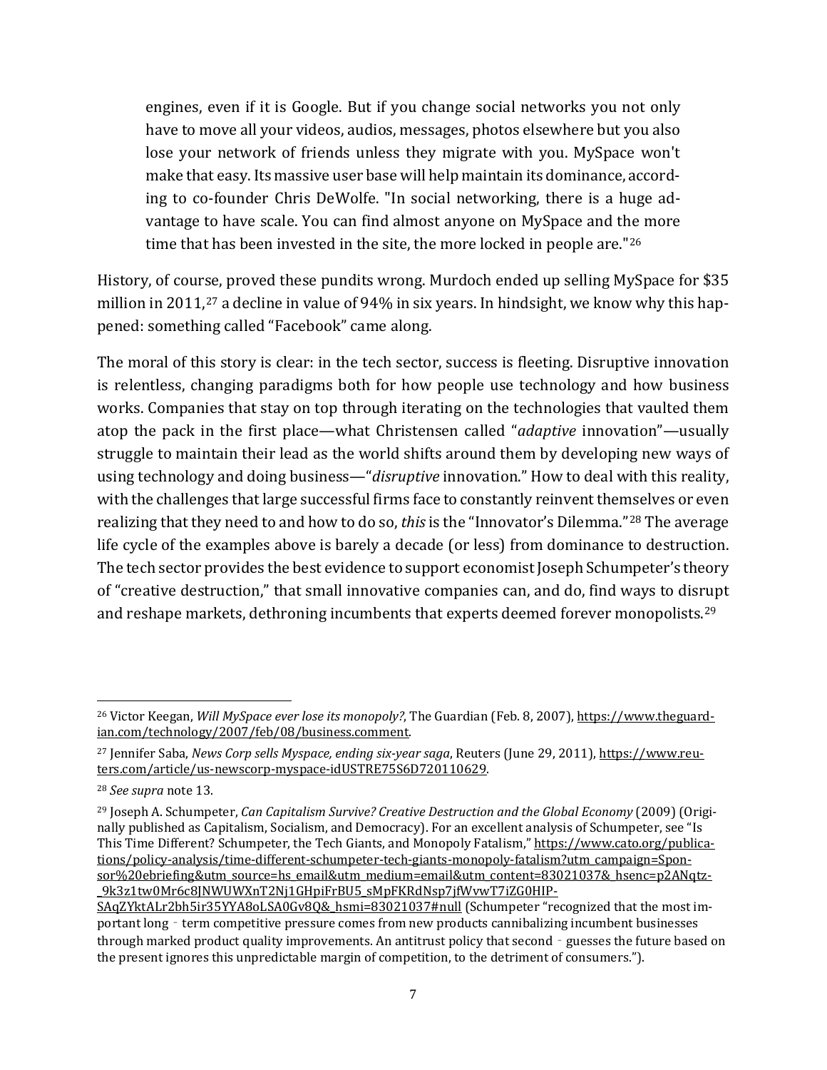> engines, even if it is Google. But if you change social networks you not only have to move all your videos, audios, messages, photos elsewhere but you also lose your network of friends unless they migrate with you. MySpace won't make that easy. Its massive user base will help maintain its dominance, according to co-founder Chris DeWolfe. "In social networking, there is a huge advantage to have scale. You can find almost anyone on MySpace and the more time that has been invested in the site, the more locked in people are."[26]

History, of course, proved these pundits wrong. Murdoch ended up selling MySpace for $35 million in 2011,[27] a decline in value of 94% in six years. In hindsight, we know why this happened: something called "Facebook" came along.

The moral of this story is clear: in the tech sector, success is fleeting. Disruptive innovation is relentless, changing paradigms both for how people use technology and how business works. Companies that stay on top through iterating on the technologies that vaulted them atop the pack in the first place—what Christensen called "*adaptive* innovation"—usually struggle to maintain their lead as the world shifts around them by developing new ways of using technology and doing business—"*disruptive* innovation." How to deal with this reality, with the challenges that large successful firms face to constantly reinvent themselves or even realizing that they need to and how to do so, *this* is the "Innovator's Dilemma."[28] The average life cycle of the examples above is barely a decade (or less) from dominance to destruction. The tech sector provides the best evidence to support economist Joseph Schumpeter's theory of "creative destruction," that small innovative companies can, and do, find ways to disrupt and reshape markets, dethroning incumbents that experts deemed forever monopolists.[29]

---

[26] Victor Keegan, *Will MySpace ever lose its monopoly?*, The Guardian (Feb. 8, 2007), https://www.theguardian.com/technology/2007/feb/08/business.comment.

[27] Jennifer Saba, *News Corp sells Myspace, ending six-year saga*, Reuters (June 29, 2011), https://www.reuters.com/article/us-newscorp-myspace-idUSTRE75S6D720110629.

[28] *See supra* note 13.

[29] Joseph A. Schumpeter, *Can Capitalism Survive? Creative Destruction and the Global Economy* (2009) (Originally published as Capitalism, Socialism, and Democracy). For an excellent analysis of Schumpeter, see "Is This Time Different? Schumpeter, the Tech Giants, and Monopoly Fatalism," https://www.cato.org/publications/policy-analysis/time-different-schumpeter-tech-giants-monopoly-fatalism?utm_campaign=Sponsor%20ebriefing&utm_source=hs_email&utm_medium=email&utm_content=83021037&_hsenc=p2ANqtz-_9k3z1tw0Mr6c8JNWUWXnT2Nj1GHpiFrBU5_sMpFKRdNsp7jfWvwT7iZG0HIP-SAqZYktALr2bh5ir35YYA8oLSA0Gv8Q&_hsmi=83021037#null (Schumpeter "recognized that the most important long‐term competitive pressure comes from new products cannibalizing incumbent businesses through marked product quality improvements. An antitrust policy that second‐guesses the future based on the present ignores this unpredictable margin of competition, to the detriment of consumers.").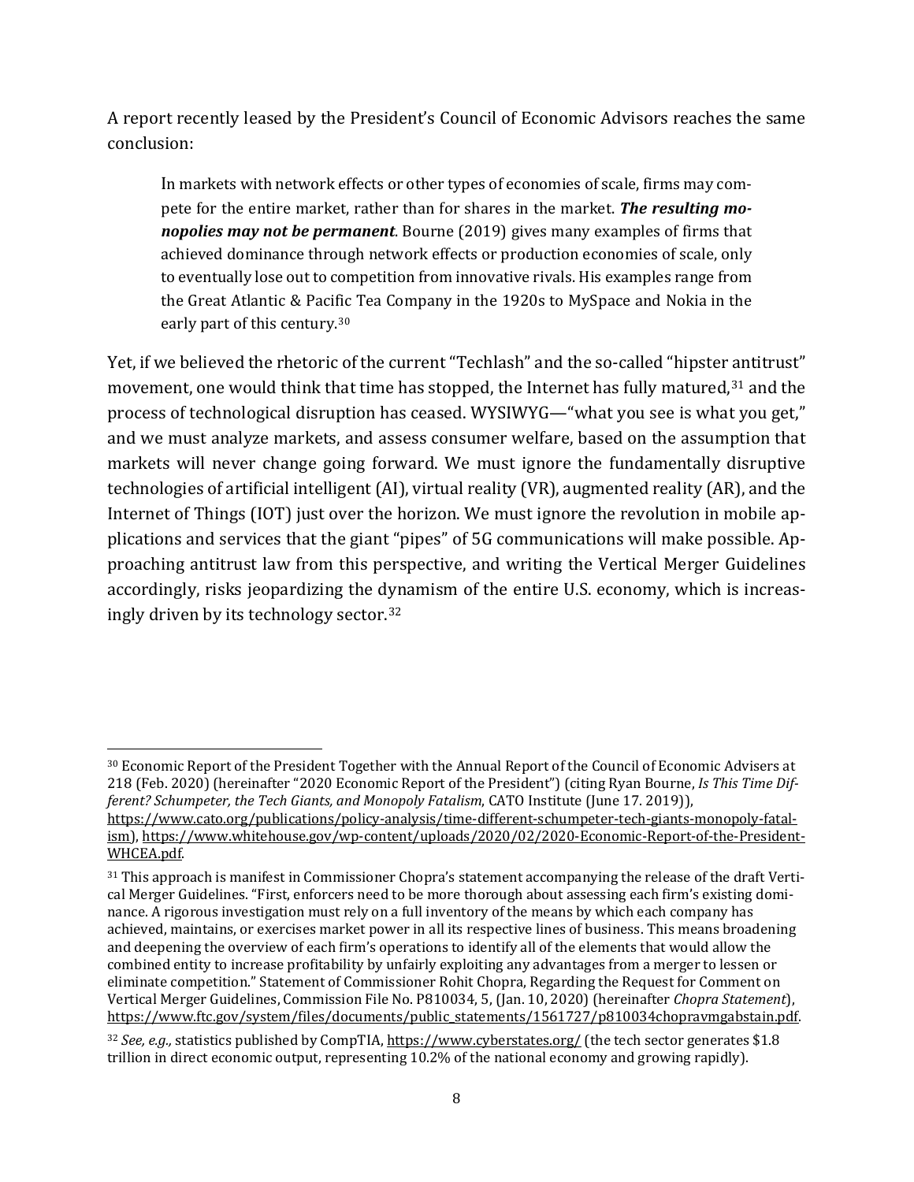A report recently leased by the President's Council of Economic Advisors reaches the same conclusion:

> In markets with network effects or other types of economies of scale, firms may compete for the entire market, rather than for shares in the market. ***The resulting monopolies may not be permanent***. Bourne (2019) gives many examples of firms that achieved dominance through network effects or production economies of scale, only to eventually lose out to competition from innovative rivals. His examples range from the Great Atlantic & Pacific Tea Company in the 1920s to MySpace and Nokia in the early part of this century.[30]

Yet, if we believed the rhetoric of the current "Techlash" and the so-called "hipster antitrust" movement, one would think that time has stopped, the Internet has fully matured,[31] and the process of technological disruption has ceased. WYSIWYG—"what you see is what you get," and we must analyze markets, and assess consumer welfare, based on the assumption that markets will never change going forward. We must ignore the fundamentally disruptive technologies of artificial intelligent (AI), virtual reality (VR), augmented reality (AR), and the Internet of Things (IOT) just over the horizon. We must ignore the revolution in mobile applications and services that the giant "pipes" of 5G communications will make possible. Approaching antitrust law from this perspective, and writing the Vertical Merger Guidelines accordingly, risks jeopardizing the dynamism of the entire U.S. economy, which is increasingly driven by its technology sector.[32]

---

[30] Economic Report of the President Together with the Annual Report of the Council of Economic Advisers at 218 (Feb. 2020) (hereinafter "2020 Economic Report of the President") (citing Ryan Bourne, *Is This Time Different? Schumpeter, the Tech Giants, and Monopoly Fatalism*, CATO Institute (June 17. 2019)), https://www.cato.org/publications/policy-analysis/time-different-schumpeter-tech-giants-monopoly-fatalism), https://www.whitehouse.gov/wp-content/uploads/2020/02/2020-Economic-Report-of-the-President-WHCEA.pdf.

[31] This approach is manifest in Commissioner Chopra's statement accompanying the release of the draft Vertical Merger Guidelines. "First, enforcers need to be more thorough about assessing each firm's existing dominance. A rigorous investigation must rely on a full inventory of the means by which each company has achieved, maintains, or exercises market power in all its respective lines of business. This means broadening and deepening the overview of each firm's operations to identify all of the elements that would allow the combined entity to increase profitability by unfairly exploiting any advantages from a merger to lessen or eliminate competition." Statement of Commissioner Rohit Chopra, Regarding the Request for Comment on Vertical Merger Guidelines, Commission File No. P810034, 5, (Jan. 10, 2020) (hereinafter *Chopra Statement*), https://www.ftc.gov/system/files/documents/public_statements/1561727/p810034chopravmgabstain.pdf.

[32] *See, e.g.,* statistics published by CompTIA, https://www.cyberstates.org/ (the tech sector generates $1.8 trillion in direct economic output, representing 10.2% of the national economy and growing rapidly).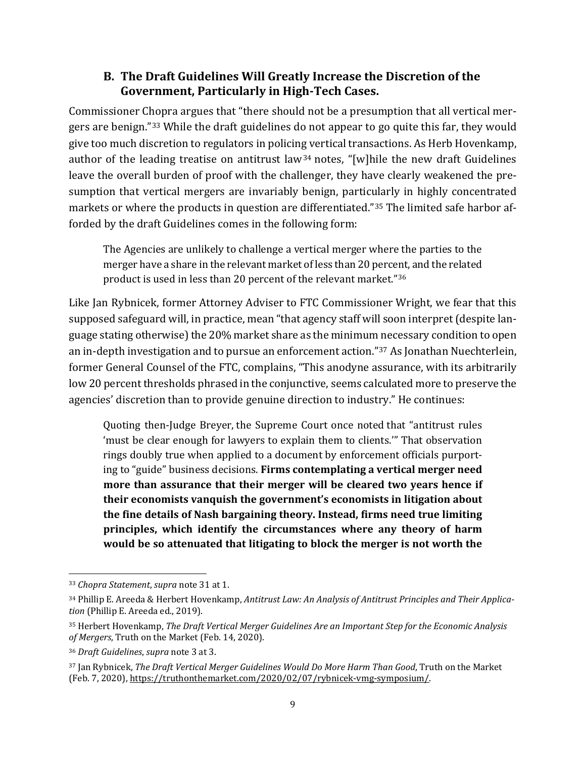### B. The Draft Guidelines Will Greatly Increase the Discretion of the Government, Particularly in High-Tech Cases.

Commissioner Chopra argues that "there should not be a presumption that all vertical mergers are benign."[33] While the draft guidelines do not appear to go quite this far, they would give too much discretion to regulators in policing vertical transactions. As Herb Hovenkamp, author of the leading treatise on antitrust law[34] notes, "[w]hile the new draft Guidelines leave the overall burden of proof with the challenger, they have clearly weakened the presumption that vertical mergers are invariably benign, particularly in highly concentrated markets or where the products in question are differentiated."[35] The limited safe harbor afforded by the draft Guidelines comes in the following form:

> The Agencies are unlikely to challenge a vertical merger where the parties to the merger have a share in the relevant market of less than 20 percent, and the related product is used in less than 20 percent of the relevant market."[36]

Like Jan Rybnicek, former Attorney Adviser to FTC Commissioner Wright, we fear that this supposed safeguard will, in practice, mean "that agency staff will soon interpret (despite language stating otherwise) the 20% market share as the minimum necessary condition to open an in-depth investigation and to pursue an enforcement action."[37] As Jonathan Nuechterlein, former General Counsel of the FTC, complains, "This anodyne assurance, with its arbitrarily low 20 percent thresholds phrased in the conjunctive, seems calculated more to preserve the agencies' discretion than to provide genuine direction to industry." He continues:

> Quoting then-Judge Breyer, the Supreme Court once noted that "antitrust rules 'must be clear enough for lawyers to explain them to clients.'" That observation rings doubly true when applied to a document by enforcement officials purporting to "guide" business decisions. **Firms contemplating a vertical merger need more than assurance that their merger will be cleared two years hence if their economists vanquish the government's economists in litigation about the fine details of Nash bargaining theory. Instead, firms need true limiting principles, which identify the circumstances where any theory of harm would be so attenuated that litigating to block the merger is not worth the**

---

[33] *Chopra Statement*, *supra* note 31 at 1.

[34] Phillip E. Areeda & Herbert Hovenkamp, *Antitrust Law: An Analysis of Antitrust Principles and Their Application* (Phillip E. Areeda ed., 2019).

[35] Herbert Hovenkamp, *The Draft Vertical Merger Guidelines Are an Important Step for the Economic Analysis of Mergers*, Truth on the Market (Feb. 14, 2020).

[36] *Draft Guidelines*, *supra* note 3 at 3.

[37] Jan Rybnicek, *The Draft Vertical Merger Guidelines Would Do More Harm Than Good*, Truth on the Market (Feb. 7, 2020), https://truthonthemarket.com/2020/02/07/rybnicek-vmg-symposium/.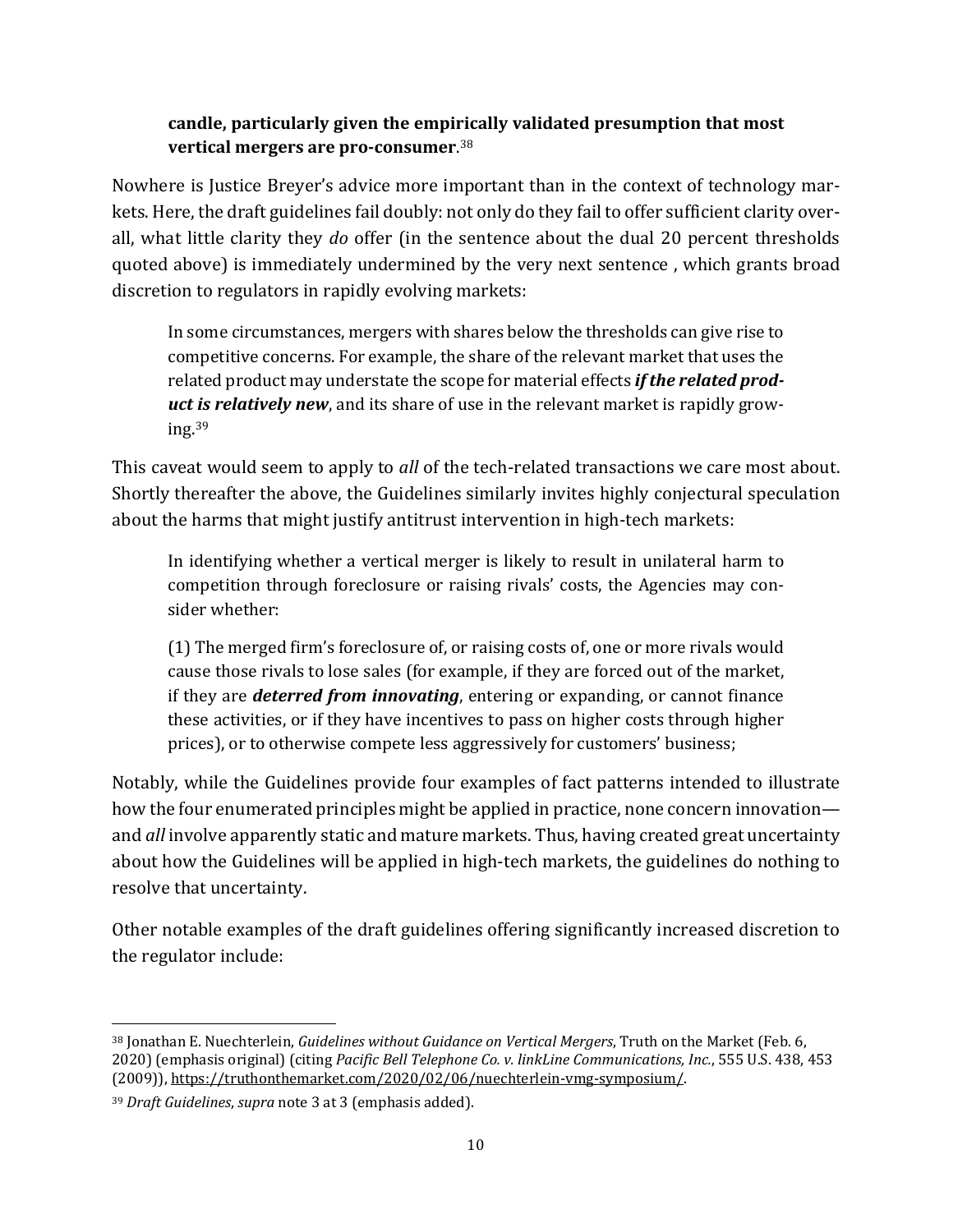> **candle, particularly given the empirically validated presumption that most vertical mergers are pro-consumer**.[38]

Nowhere is Justice Breyer's advice more important than in the context of technology markets. Here, the draft guidelines fail doubly: not only do they fail to offer sufficient clarity overall, what little clarity they *do* offer (in the sentence about the dual 20 percent thresholds quoted above) is immediately undermined by the very next sentence , which grants broad discretion to regulators in rapidly evolving markets:

> In some circumstances, mergers with shares below the thresholds can give rise to competitive concerns. For example, the share of the relevant market that uses the related product may understate the scope for material effects ***if the related product is relatively new***, and its share of use in the relevant market is rapidly growing.[39]

This caveat would seem to apply to *all* of the tech-related transactions we care most about. Shortly thereafter the above, the Guidelines similarly invites highly conjectural speculation about the harms that might justify antitrust intervention in high-tech markets:

> In identifying whether a vertical merger is likely to result in unilateral harm to competition through foreclosure or raising rivals' costs, the Agencies may consider whether:
>
> (1) The merged firm's foreclosure of, or raising costs of, one or more rivals would cause those rivals to lose sales (for example, if they are forced out of the market, if they are ***deterred from innovating***, entering or expanding, or cannot finance these activities, or if they have incentives to pass on higher costs through higher prices), or to otherwise compete less aggressively for customers' business;

Notably, while the Guidelines provide four examples of fact patterns intended to illustrate how the four enumerated principles might be applied in practice, none concern innovation—and *all* involve apparently static and mature markets. Thus, having created great uncertainty about how the Guidelines will be applied in high-tech markets, the guidelines do nothing to resolve that uncertainty.

Other notable examples of the draft guidelines offering significantly increased discretion to the regulator include:

---

[38] Jonathan E. Nuechterlein, *Guidelines without Guidance on Vertical Mergers*, Truth on the Market (Feb. 6, 2020) (emphasis original) (citing *Pacific Bell Telephone Co. v. linkLine Communications, Inc.*, 555 U.S. 438, 453 (2009)), https://truthonthemarket.com/2020/02/06/nuechterlein-vmg-symposium/.

[39] *Draft Guidelines*, *supra* note 3 at 3 (emphasis added).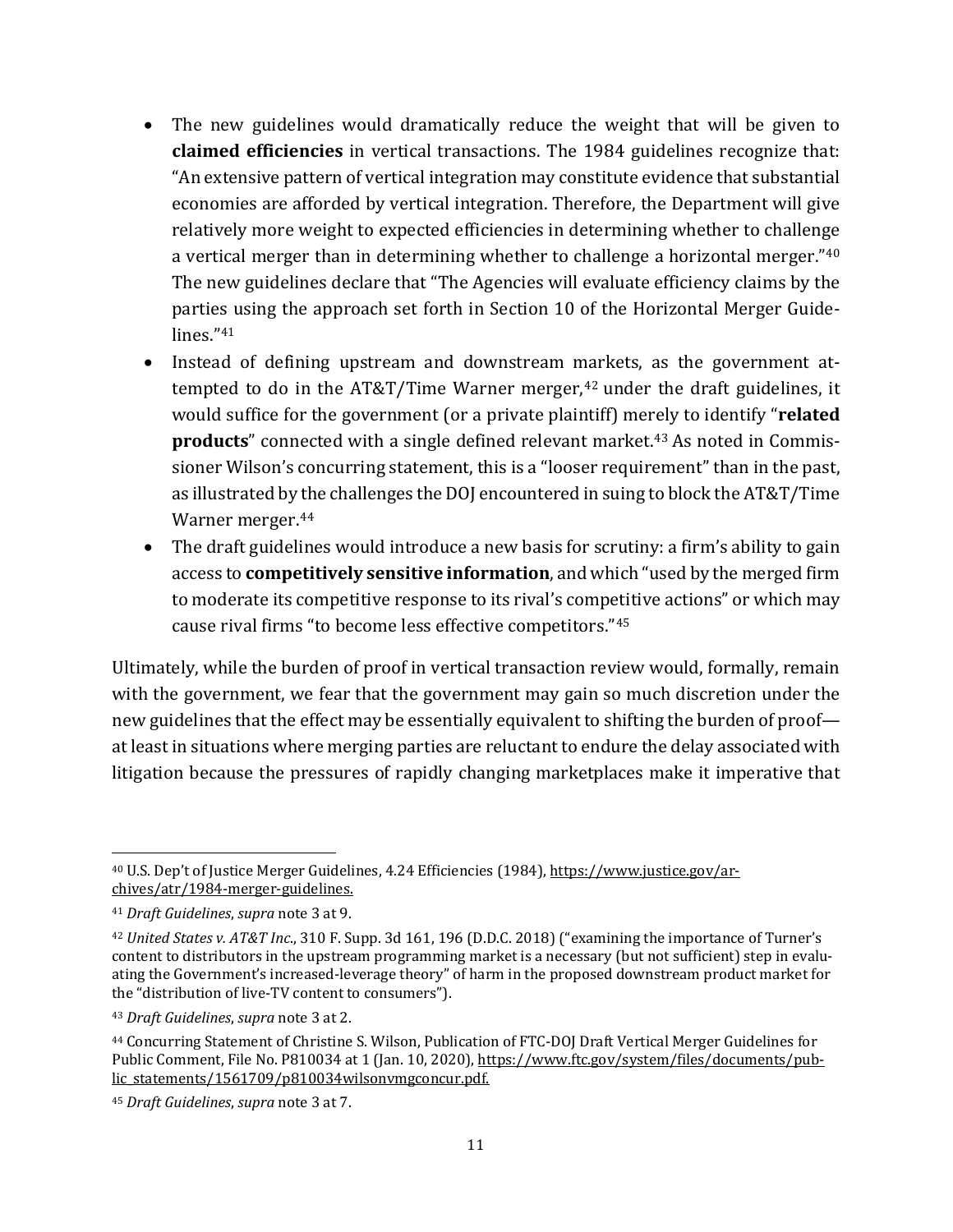- The new guidelines would dramatically reduce the weight that will be given to **claimed efficiencies** in vertical transactions. The 1984 guidelines recognize that: "An extensive pattern of vertical integration may constitute evidence that substantial economies are afforded by vertical integration. Therefore, the Department will give relatively more weight to expected efficiencies in determining whether to challenge a vertical merger than in determining whether to challenge a horizontal merger."[40] The new guidelines declare that "The Agencies will evaluate efficiency claims by the parties using the approach set forth in Section 10 of the Horizontal Merger Guidelines."[41]
- Instead of defining upstream and downstream markets, as the government attempted to do in the AT&T/Time Warner merger,[42] under the draft guidelines, it would suffice for the government (or a private plaintiff) merely to identify "**related products**" connected with a single defined relevant market.[43] As noted in Commissioner Wilson's concurring statement, this is a "looser requirement" than in the past, as illustrated by the challenges the DOJ encountered in suing to block the AT&T/Time Warner merger.[44]
- The draft guidelines would introduce a new basis for scrutiny: a firm's ability to gain access to **competitively sensitive information**, and which "used by the merged firm to moderate its competitive response to its rival's competitive actions" or which may cause rival firms "to become less effective competitors."[45]

Ultimately, while the burden of proof in vertical transaction review would, formally, remain with the government, we fear that the government may gain so much discretion under the new guidelines that the effect may be essentially equivalent to shifting the burden of proof—at least in situations where merging parties are reluctant to endure the delay associated with litigation because the pressures of rapidly changing marketplaces make it imperative that

---

[40] U.S. Dep't of Justice Merger Guidelines, 4.24 Efficiencies (1984), https://www.justice.gov/archives/atr/1984-merger-guidelines.

[41] *Draft Guidelines*, *supra* note 3 at 9.

[42] *United States v. AT&T Inc.*, 310 F. Supp. 3d 161, 196 (D.D.C. 2018) ("examining the importance of Turner's content to distributors in the upstream programming market is a necessary (but not sufficient) step in evaluating the Government's increased-leverage theory" of harm in the proposed downstream product market for the "distribution of live-TV content to consumers").

[43] *Draft Guidelines*, *supra* note 3 at 2.

[44] Concurring Statement of Christine S. Wilson, Publication of FTC-DOJ Draft Vertical Merger Guidelines for Public Comment, File No. P810034 at 1 (Jan. 10, 2020), https://www.ftc.gov/system/files/documents/public_statements/1561709/p810034wilsonvmgconcur.pdf.

[45] *Draft Guidelines*, *supra* note 3 at 7.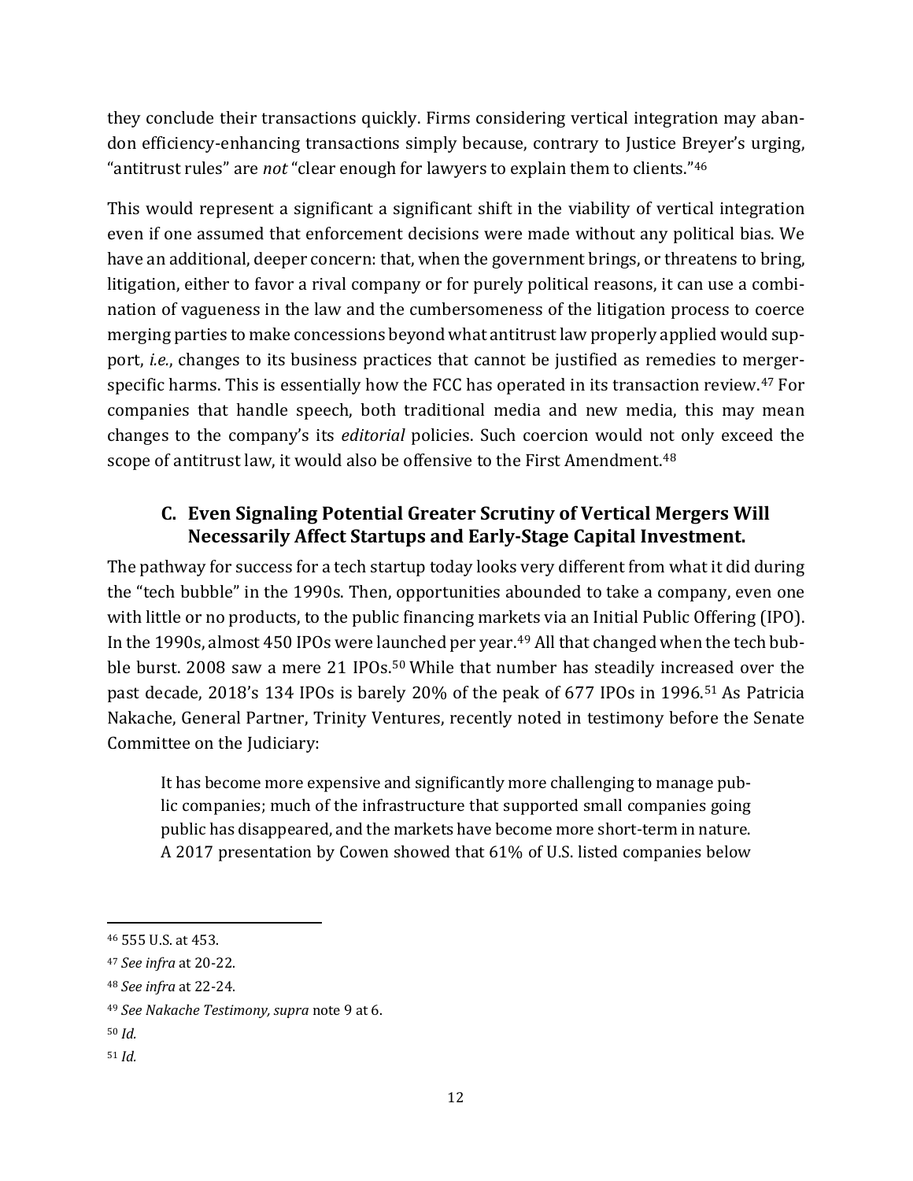they conclude their transactions quickly. Firms considering vertical integration may abandon efficiency-enhancing transactions simply because, contrary to Justice Breyer's urging, "antitrust rules" are *not* "clear enough for lawyers to explain them to clients."[46]

This would represent a significant a significant shift in the viability of vertical integration even if one assumed that enforcement decisions were made without any political bias. We have an additional, deeper concern: that, when the government brings, or threatens to bring, litigation, either to favor a rival company or for purely political reasons, it can use a combination of vagueness in the law and the cumbersomeness of the litigation process to coerce merging parties to make concessions beyond what antitrust law properly applied would support, *i.e.*, changes to its business practices that cannot be justified as remedies to merger-specific harms. This is essentially how the FCC has operated in its transaction review.[47] For companies that handle speech, both traditional media and new media, this may mean changes to the company's its *editorial* policies. Such coercion would not only exceed the scope of antitrust law, it would also be offensive to the First Amendment.[48]

### C. Even Signaling Potential Greater Scrutiny of Vertical Mergers Will Necessarily Affect Startups and Early-Stage Capital Investment.

The pathway for success for a tech startup today looks very different from what it did during the "tech bubble" in the 1990s. Then, opportunities abounded to take a company, even one with little or no products, to the public financing markets via an Initial Public Offering (IPO). In the 1990s, almost 450 IPOs were launched per year.[49] All that changed when the tech bubble burst. 2008 saw a mere 21 IPOs.[50] While that number has steadily increased over the past decade, 2018's 134 IPOs is barely 20% of the peak of 677 IPOs in 1996.[51] As Patricia Nakache, General Partner, Trinity Ventures, recently noted in testimony before the Senate Committee on the Judiciary:

> It has become more expensive and significantly more challenging to manage public companies; much of the infrastructure that supported small companies going public has disappeared, and the markets have become more short-term in nature. A 2017 presentation by Cowen showed that 61% of U.S. listed companies below

---

[46] 555 U.S. at 453.

[47] *See infra* at 20-22.

[48] *See infra* at 22-24.

[49] *See Nakache Testimony, supra* note 9 at 6.

[50] *Id.*

[51] *Id.*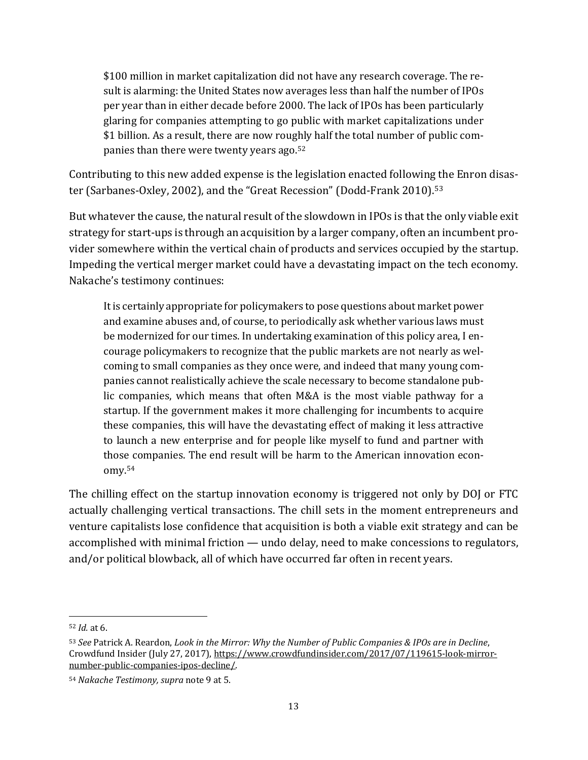> $100 million in market capitalization did not have any research coverage. The result is alarming: the United States now averages less than half the number of IPOs per year than in either decade before 2000. The lack of IPOs has been particularly glaring for companies attempting to go public with market capitalizations under $1 billion. As a result, there are now roughly half the total number of public companies than there were twenty years ago.[52]

Contributing to this new added expense is the legislation enacted following the Enron disaster (Sarbanes-Oxley, 2002), and the "Great Recession" (Dodd-Frank 2010).[53]

But whatever the cause, the natural result of the slowdown in IPOs is that the only viable exit strategy for start-ups is through an acquisition by a larger company, often an incumbent provider somewhere within the vertical chain of products and services occupied by the startup. Impeding the vertical merger market could have a devastating impact on the tech economy. Nakache's testimony continues:

> It is certainly appropriate for policymakers to pose questions about market power and examine abuses and, of course, to periodically ask whether various laws must be modernized for our times. In undertaking examination of this policy area, I encourage policymakers to recognize that the public markets are not nearly as welcoming to small companies as they once were, and indeed that many young companies cannot realistically achieve the scale necessary to become standalone public companies, which means that often M&A is the most viable pathway for a startup. If the government makes it more challenging for incumbents to acquire these companies, this will have the devastating effect of making it less attractive to launch a new enterprise and for people like myself to fund and partner with those companies. The end result will be harm to the American innovation economy.[54]

The chilling effect on the startup innovation economy is triggered not only by DOJ or FTC actually challenging vertical transactions. The chill sets in the moment entrepreneurs and venture capitalists lose confidence that acquisition is both a viable exit strategy and can be accomplished with minimal friction — undo delay, need to make concessions to regulators, and/or political blowback, all of which have occurred far often in recent years.

---

[52] *Id.* at 6.

[53] *See* Patrick A. Reardon, *Look in the Mirror: Why the Number of Public Companies & IPOs are in Decline*, Crowdfund Insider (July 27, 2017), https://www.crowdfundinsider.com/2017/07/119615-look-mirror-number-public-companies-ipos-decline/.

[54] *Nakache Testimony, supra* note 9 at 5.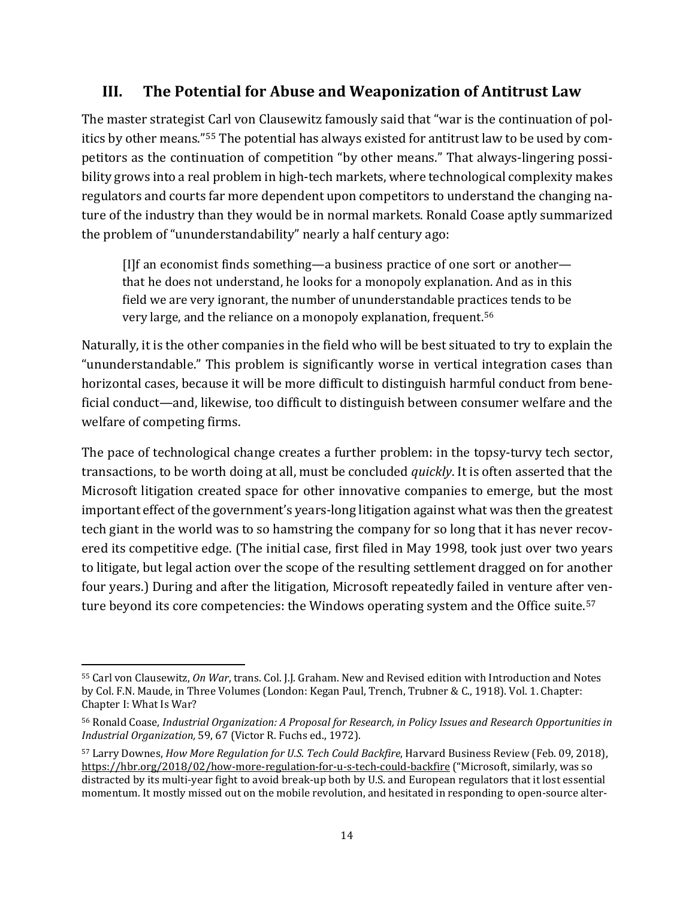## III. The Potential for Abuse and Weaponization of Antitrust Law

The master strategist Carl von Clausewitz famously said that "war is the continuation of politics by other means."[55] The potential has always existed for antitrust law to be used by competitors as the continuation of competition "by other means." That always-lingering possibility grows into a real problem in high-tech markets, where technological complexity makes regulators and courts far more dependent upon competitors to understand the changing nature of the industry than they would be in normal markets. Ronald Coase aptly summarized the problem of "ununderstandability" nearly a half century ago:

> [I]f an economist finds something—a business practice of one sort or another—that he does not understand, he looks for a monopoly explanation. And as in this field we are very ignorant, the number of ununderstandable practices tends to be very large, and the reliance on a monopoly explanation, frequent.[56]

Naturally, it is the other companies in the field who will be best situated to try to explain the "ununderstandable." This problem is significantly worse in vertical integration cases than horizontal cases, because it will be more difficult to distinguish harmful conduct from beneficial conduct—and, likewise, too difficult to distinguish between consumer welfare and the welfare of competing firms.

The pace of technological change creates a further problem: in the topsy-turvy tech sector, transactions, to be worth doing at all, must be concluded *quickly*. It is often asserted that the Microsoft litigation created space for other innovative companies to emerge, but the most important effect of the government's years-long litigation against what was then the greatest tech giant in the world was to so hamstring the company for so long that it has never recovered its competitive edge. (The initial case, first filed in May 1998, took just over two years to litigate, but legal action over the scope of the resulting settlement dragged on for another four years.) During and after the litigation, Microsoft repeatedly failed in venture after venture beyond its core competencies: the Windows operating system and the Office suite.[57]

---

[55] Carl von Clausewitz, *On War*, trans. Col. J.J. Graham. New and Revised edition with Introduction and Notes by Col. F.N. Maude, in Three Volumes (London: Kegan Paul, Trench, Trubner & C., 1918). Vol. 1. Chapter: Chapter I: What Is War?

[56] Ronald Coase, *Industrial Organization: A Proposal for Research, in Policy Issues and Research Opportunities in Industrial Organization,* 59, 67 (Victor R. Fuchs ed., 1972).

[57] Larry Downes, *How More Regulation for U.S. Tech Could Backfire*, Harvard Business Review (Feb. 09, 2018), https://hbr.org/2018/02/how-more-regulation-for-u-s-tech-could-backfire ("Microsoft, similarly, was so distracted by its multi-year fight to avoid break-up both by U.S. and European regulators that it lost essential momentum. It mostly missed out on the mobile revolution, and hesitated in responding to open-source alter-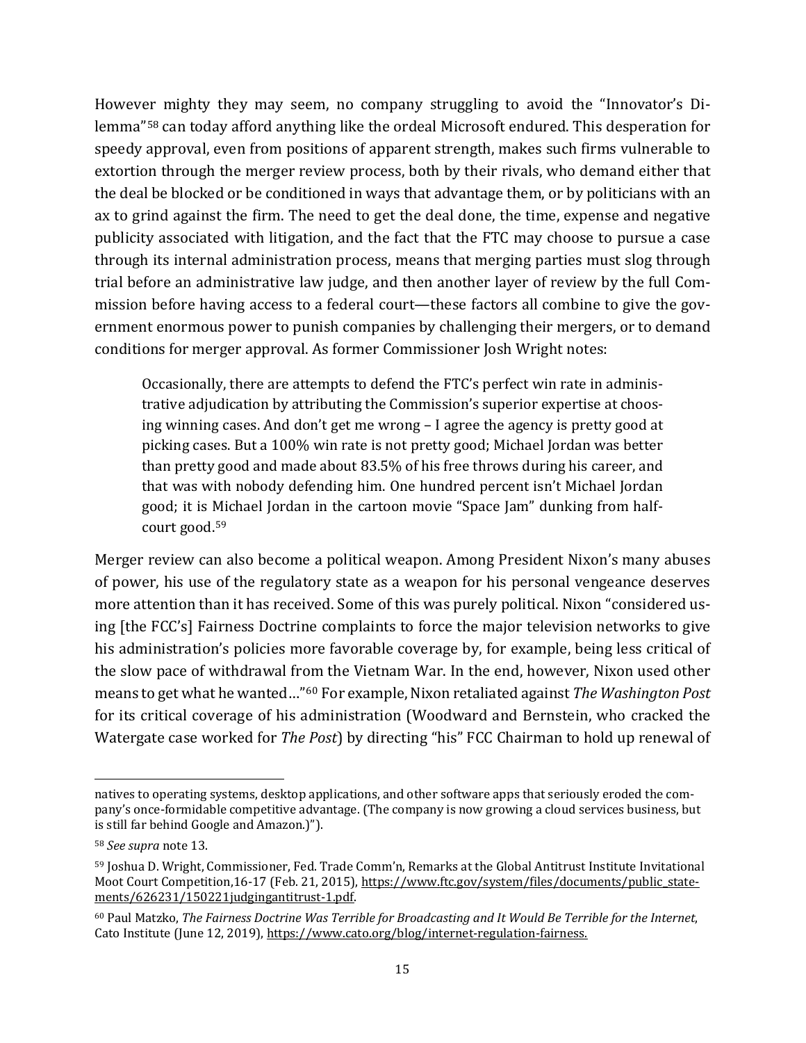However mighty they may seem, no company struggling to avoid the "Innovator's Dilemma"[58] can today afford anything like the ordeal Microsoft endured. This desperation for speedy approval, even from positions of apparent strength, makes such firms vulnerable to extortion through the merger review process, both by their rivals, who demand either that the deal be blocked or be conditioned in ways that advantage them, or by politicians with an ax to grind against the firm. The need to get the deal done, the time, expense and negative publicity associated with litigation, and the fact that the FTC may choose to pursue a case through its internal administration process, means that merging parties must slog through trial before an administrative law judge, and then another layer of review by the full Commission before having access to a federal court—these factors all combine to give the government enormous power to punish companies by challenging their mergers, or to demand conditions for merger approval. As former Commissioner Josh Wright notes:

> Occasionally, there are attempts to defend the FTC's perfect win rate in administrative adjudication by attributing the Commission's superior expertise at choosing winning cases. And don't get me wrong – I agree the agency is pretty good at picking cases. But a 100% win rate is not pretty good; Michael Jordan was better than pretty good and made about 83.5% of his free throws during his career, and that was with nobody defending him. One hundred percent isn't Michael Jordan good; it is Michael Jordan in the cartoon movie "Space Jam" dunking from half-court good.[59]

Merger review can also become a political weapon. Among President Nixon's many abuses of power, his use of the regulatory state as a weapon for his personal vengeance deserves more attention than it has received. Some of this was purely political. Nixon "considered using [the FCC's] Fairness Doctrine complaints to force the major television networks to give his administration's policies more favorable coverage by, for example, being less critical of the slow pace of withdrawal from the Vietnam War. In the end, however, Nixon used other means to get what he wanted…"[60] For example, Nixon retaliated against *The Washington Post* for its critical coverage of his administration (Woodward and Bernstein, who cracked the Watergate case worked for *The Post*) by directing "his" FCC Chairman to hold up renewal of

---

natives to operating systems, desktop applications, and other software apps that seriously eroded the company's once-formidable competitive advantage. (The company is now growing a cloud services business, but is still far behind Google and Amazon.)").

[58] *See supra* note 13.

[59] Joshua D. Wright, Commissioner, Fed. Trade Comm'n, Remarks at the Global Antitrust Institute Invitational Moot Court Competition,16-17 (Feb. 21, 2015), https://www.ftc.gov/system/files/documents/public_statements/626231/150221judgingantitrust-1.pdf.

[60] Paul Matzko, *The Fairness Doctrine Was Terrible for Broadcasting and It Would Be Terrible for the Internet*, Cato Institute (June 12, 2019), https://www.cato.org/blog/internet-regulation-fairness.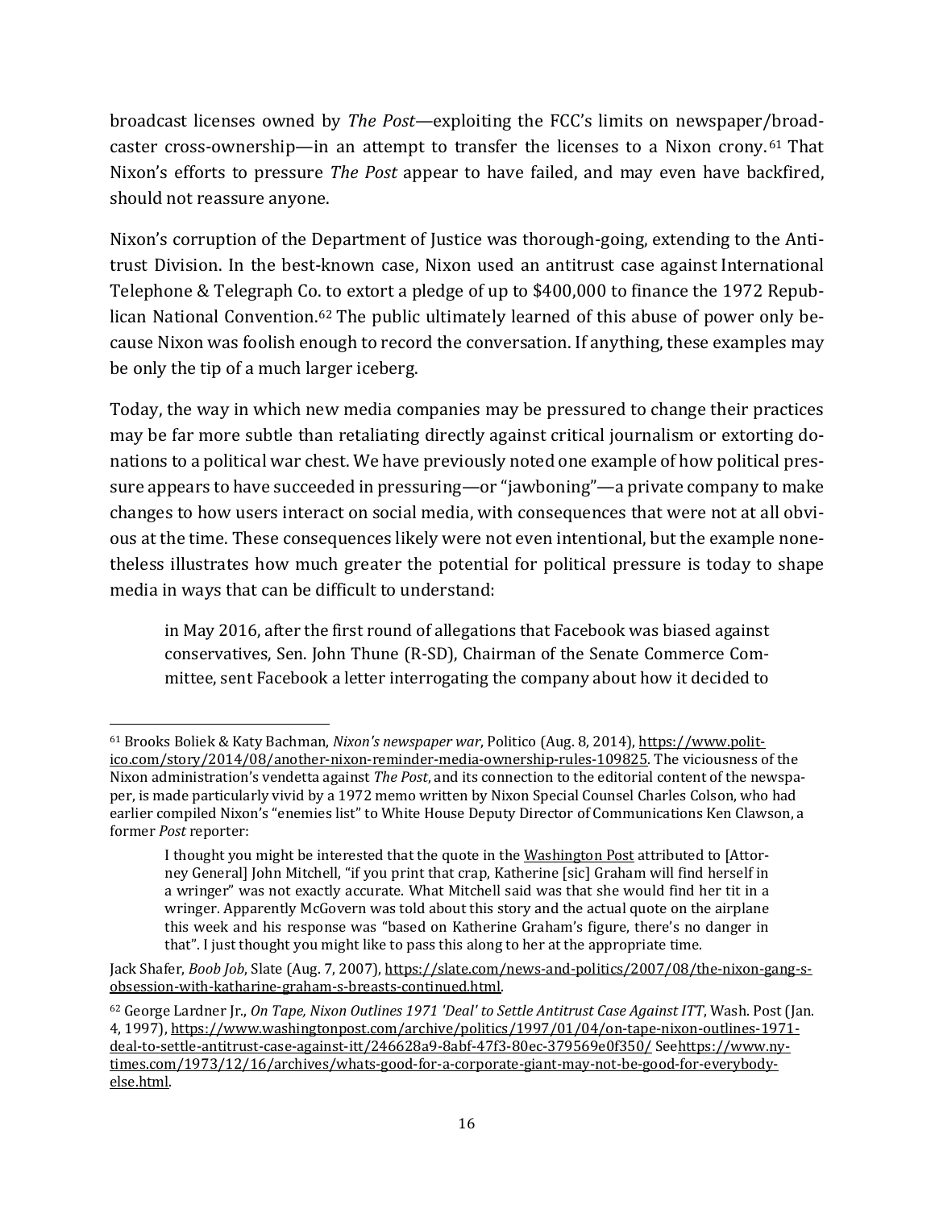broadcast licenses owned by *The Post*—exploiting the FCC's limits on newspaper/broadcaster cross-ownership—in an attempt to transfer the licenses to a Nixon crony.[61] That Nixon's efforts to pressure *The Post* appear to have failed, and may even have backfired, should not reassure anyone.

Nixon's corruption of the Department of Justice was thorough-going, extending to the Antitrust Division. In the best-known case, Nixon used an antitrust case against International Telephone & Telegraph Co. to extort a pledge of up to $400,000 to finance the 1972 Republican National Convention.[62] The public ultimately learned of this abuse of power only because Nixon was foolish enough to record the conversation. If anything, these examples may be only the tip of a much larger iceberg.

Today, the way in which new media companies may be pressured to change their practices may be far more subtle than retaliating directly against critical journalism or extorting donations to a political war chest. We have previously noted one example of how political pressure appears to have succeeded in pressuring—or "jawboning"—a private company to make changes to how users interact on social media, with consequences that were not at all obvious at the time. These consequences likely were not even intentional, but the example nonetheless illustrates how much greater the potential for political pressure is today to shape media in ways that can be difficult to understand:

> in May 2016, after the first round of allegations that Facebook was biased against conservatives, Sen. John Thune (R-SD), Chairman of the Senate Commerce Committee, sent Facebook a letter interrogating the company about how it decided to

---

[61] Brooks Boliek & Katy Bachman, *Nixon's newspaper war*, Politico (Aug. 8, 2014), https://www.politico.com/story/2014/08/another-nixon-reminder-media-ownership-rules-109825. The viciousness of the Nixon administration's vendetta against *The Post*, and its connection to the editorial content of the newspaper, is made particularly vivid by a 1972 memo written by Nixon Special Counsel Charles Colson, who had earlier compiled Nixon's "enemies list" to White House Deputy Director of Communications Ken Clawson, a former *Post* reporter:

> I thought you might be interested that the quote in the Washington Post attributed to [Attorney General] John Mitchell, "if you print that crap, Katherine [sic] Graham will find herself in a wringer" was not exactly accurate. What Mitchell said was that she would find her tit in a wringer. Apparently McGovern was told about this story and the actual quote on the airplane this week and his response was "based on Katherine Graham's figure, there's no danger in that". I just thought you might like to pass this along to her at the appropriate time.

Jack Shafer, *Boob Job*, Slate (Aug. 7, 2007), https://slate.com/news-and-politics/2007/08/the-nixon-gang-s-obsession-with-katharine-graham-s-breasts-continued.html.

[62] George Lardner Jr., *On Tape, Nixon Outlines 1971 'Deal' to Settle Antitrust Case Against ITT*, Wash. Post (Jan. 4, 1997), https://www.washingtonpost.com/archive/politics/1997/01/04/on-tape-nixon-outlines-1971-deal-to-settle-antitrust-case-against-itt/246628a9-8abf-47f3-80ec-379569e0f350/ Seehttps://www.nytimes.com/1973/12/16/archives/whats-good-for-a-corporate-giant-may-not-be-good-for-everybody-else.html.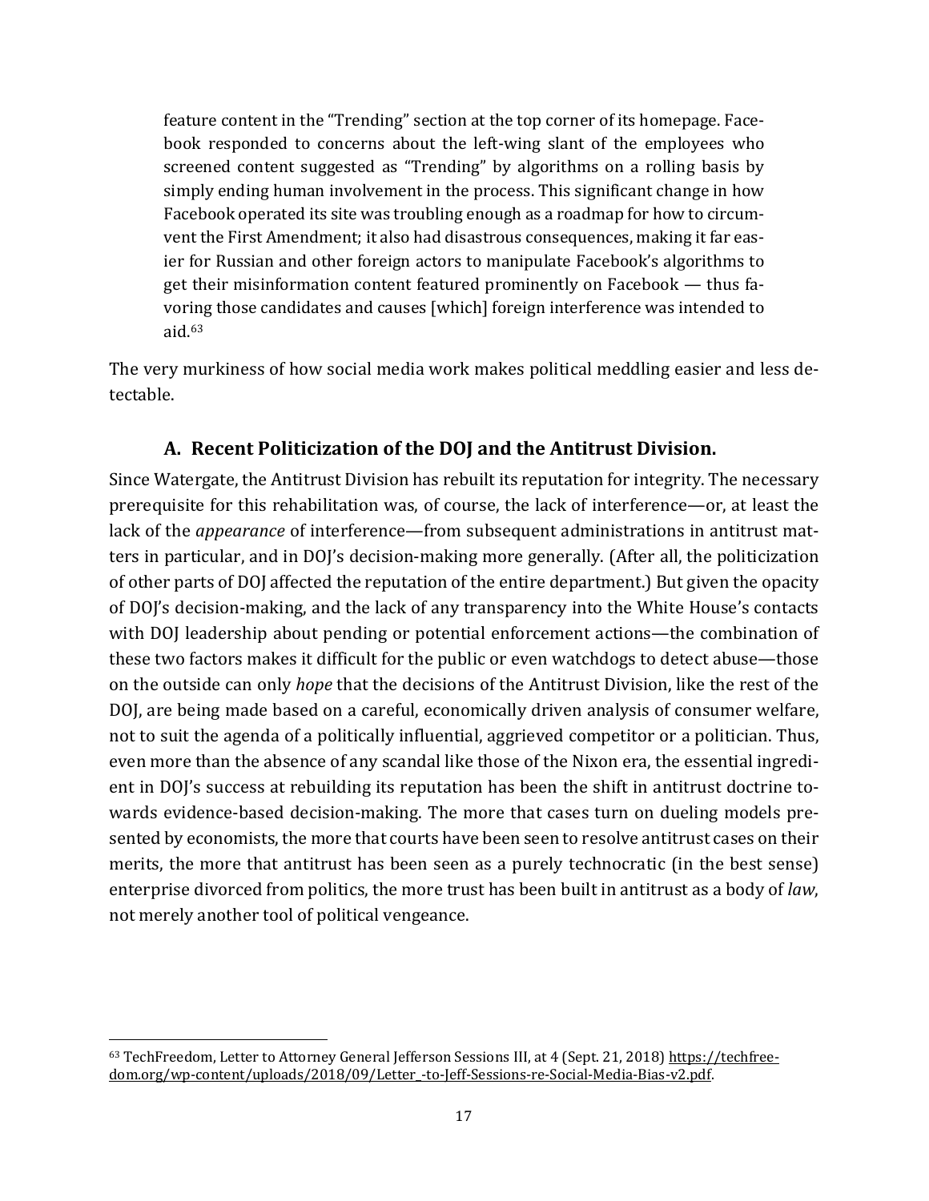> feature content in the "Trending" section at the top corner of its homepage. Facebook responded to concerns about the left-wing slant of the employees who screened content suggested as "Trending" by algorithms on a rolling basis by simply ending human involvement in the process. This significant change in how Facebook operated its site was troubling enough as a roadmap for how to circumvent the First Amendment; it also had disastrous consequences, making it far easier for Russian and other foreign actors to manipulate Facebook's algorithms to get their misinformation content featured prominently on Facebook — thus favoring those candidates and causes [which] foreign interference was intended to aid.[63]

The very murkiness of how social media work makes political meddling easier and less detectable.

### A. Recent Politicization of the DOJ and the Antitrust Division.

Since Watergate, the Antitrust Division has rebuilt its reputation for integrity. The necessary prerequisite for this rehabilitation was, of course, the lack of interference—or, at least the lack of the *appearance* of interference—from subsequent administrations in antitrust matters in particular, and in DOJ's decision-making more generally. (After all, the politicization of other parts of DOJ affected the reputation of the entire department.) But given the opacity of DOJ's decision-making, and the lack of any transparency into the White House's contacts with DOJ leadership about pending or potential enforcement actions—the combination of these two factors makes it difficult for the public or even watchdogs to detect abuse—those on the outside can only *hope* that the decisions of the Antitrust Division, like the rest of the DOJ, are being made based on a careful, economically driven analysis of consumer welfare, not to suit the agenda of a politically influential, aggrieved competitor or a politician. Thus, even more than the absence of any scandal like those of the Nixon era, the essential ingredient in DOJ's success at rebuilding its reputation has been the shift in antitrust doctrine towards evidence-based decision-making. The more that cases turn on dueling models presented by economists, the more that courts have been seen to resolve antitrust cases on their merits, the more that antitrust has been seen as a purely technocratic (in the best sense) enterprise divorced from politics, the more trust has been built in antitrust as a body of *law*, not merely another tool of political vengeance.

---

[63] TechFreedom, Letter to Attorney General Jefferson Sessions III, at 4 (Sept. 21, 2018) https://techfreedom.org/wp-content/uploads/2018/09/Letter_-to-Jeff-Sessions-re-Social-Media-Bias-v2.pdf.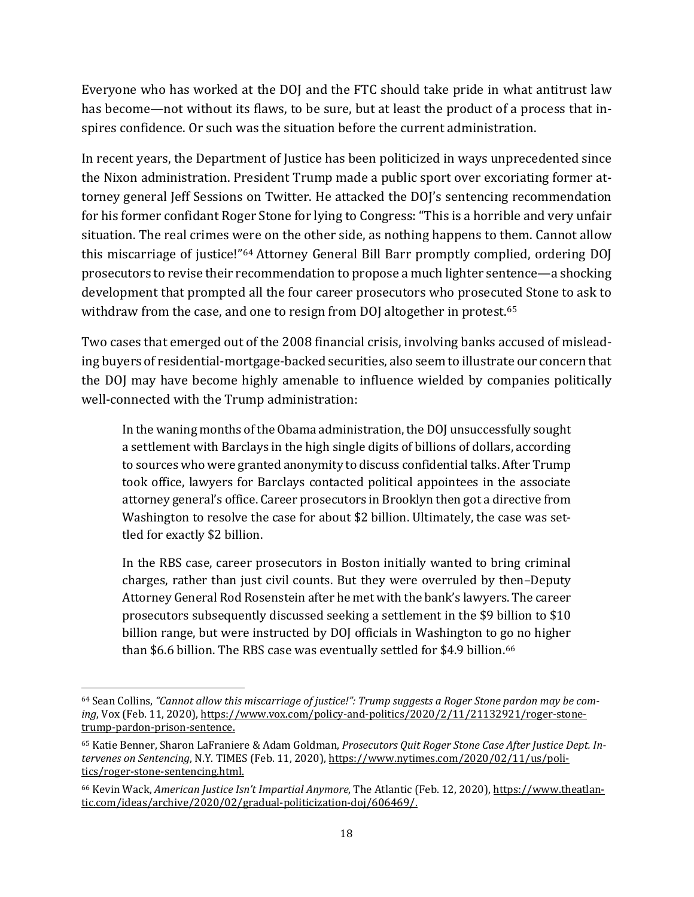Everyone who has worked at the DOJ and the FTC should take pride in what antitrust law has become—not without its flaws, to be sure, but at least the product of a process that inspires confidence. Or such was the situation before the current administration.

In recent years, the Department of Justice has been politicized in ways unprecedented since the Nixon administration. President Trump made a public sport over excoriating former attorney general Jeff Sessions on Twitter. He attacked the DOJ's sentencing recommendation for his former confidant Roger Stone for lying to Congress: "This is a horrible and very unfair situation. The real crimes were on the other side, as nothing happens to them. Cannot allow this miscarriage of justice!"[64] Attorney General Bill Barr promptly complied, ordering DOJ prosecutors to revise their recommendation to propose a much lighter sentence—a shocking development that prompted all the four career prosecutors who prosecuted Stone to ask to withdraw from the case, and one to resign from DOJ altogether in protest.[65]

Two cases that emerged out of the 2008 financial crisis, involving banks accused of misleading buyers of residential-mortgage-backed securities, also seem to illustrate our concern that the DOJ may have become highly amenable to influence wielded by companies politically well-connected with the Trump administration:

> In the waning months of the Obama administration, the DOJ unsuccessfully sought a settlement with Barclays in the high single digits of billions of dollars, according to sources who were granted anonymity to discuss confidential talks. After Trump took office, lawyers for Barclays contacted political appointees in the associate attorney general's office. Career prosecutors in Brooklyn then got a directive from Washington to resolve the case for about $2 billion. Ultimately, the case was settled for exactly $2 billion.
>
> In the RBS case, career prosecutors in Boston initially wanted to bring criminal charges, rather than just civil counts. But they were overruled by then–Deputy Attorney General Rod Rosenstein after he met with the bank's lawyers. The career prosecutors subsequently discussed seeking a settlement in the $9 billion to $10 billion range, but were instructed by DOJ officials in Washington to go no higher than $6.6 billion. The RBS case was eventually settled for $4.9 billion.[66]

---

[64] Sean Collins, *"Cannot allow this miscarriage of justice!": Trump suggests a Roger Stone pardon may be coming*, Vox (Feb. 11, 2020), https://www.vox.com/policy-and-politics/2020/2/11/21132921/roger-stone-trump-pardon-prison-sentence.

[65] Katie Benner, Sharon LaFraniere & Adam Goldman, *Prosecutors Quit Roger Stone Case After Justice Dept. Intervenes on Sentencing*, N.Y. TIMES (Feb. 11, 2020), https://www.nytimes.com/2020/02/11/us/politics/roger-stone-sentencing.html.

[66] Kevin Wack, *American Justice Isn't Impartial Anymore*, The Atlantic (Feb. 12, 2020), https://www.theatlantic.com/ideas/archive/2020/02/gradual-politicization-doj/606469/.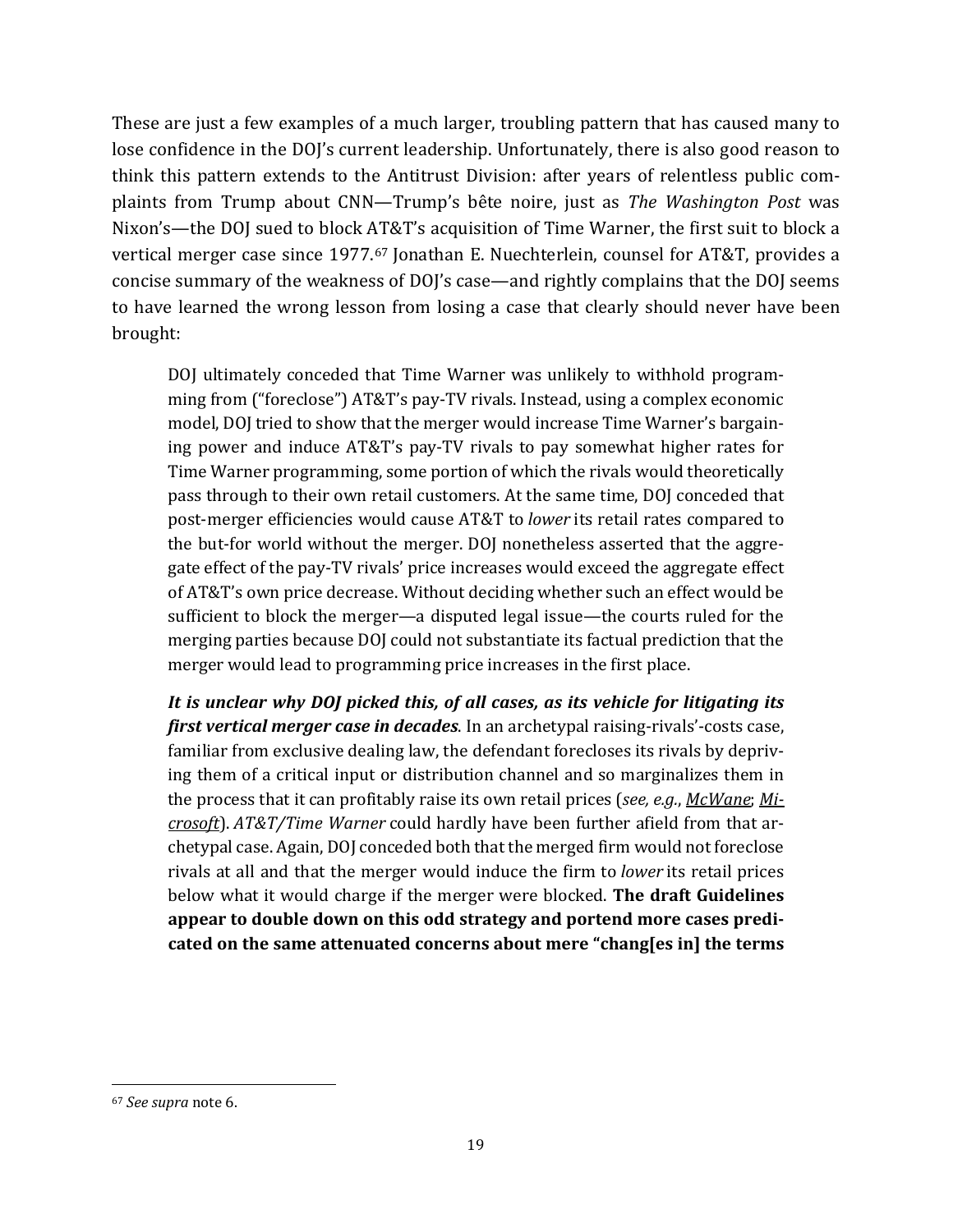These are just a few examples of a much larger, troubling pattern that has caused many to lose confidence in the DOJ's current leadership. Unfortunately, there is also good reason to think this pattern extends to the Antitrust Division: after years of relentless public complaints from Trump about CNN—Trump's bête noire, just as *The Washington Post* was Nixon's—the DOJ sued to block AT&T's acquisition of Time Warner, the first suit to block a vertical merger case since 1977.[67] Jonathan E. Nuechterlein, counsel for AT&T, provides a concise summary of the weakness of DOJ's case—and rightly complains that the DOJ seems to have learned the wrong lesson from losing a case that clearly should never have been brought:

> DOJ ultimately conceded that Time Warner was unlikely to withhold programming from ("foreclose") AT&T's pay-TV rivals. Instead, using a complex economic model, DOJ tried to show that the merger would increase Time Warner's bargaining power and induce AT&T's pay-TV rivals to pay somewhat higher rates for Time Warner programming, some portion of which the rivals would theoretically pass through to their own retail customers. At the same time, DOJ conceded that post-merger efficiencies would cause AT&T to *lower* its retail rates compared to the but-for world without the merger. DOJ nonetheless asserted that the aggregate effect of the pay-TV rivals' price increases would exceed the aggregate effect of AT&T's own price decrease. Without deciding whether such an effect would be sufficient to block the merger—a disputed legal issue—the courts ruled for the merging parties because DOJ could not substantiate its factual prediction that the merger would lead to programming price increases in the first place.
>
> ***It is unclear why DOJ picked this, of all cases, as its vehicle for litigating its first vertical merger case in decades***. In an archetypal raising-rivals'-costs case, familiar from exclusive dealing law, the defendant forecloses its rivals by depriving them of a critical input or distribution channel and so marginalizes them in the process that it can profitably raise its own retail prices (*see, e.g.*, McWane; Microsoft). *AT&T/Time Warner* could hardly have been further afield from that archetypal case. Again, DOJ conceded both that the merged firm would not foreclose rivals at all and that the merger would induce the firm to *lower* its retail prices below what it would charge if the merger were blocked. **The draft Guidelines appear to double down on this odd strategy and portend more cases predicated on the same attenuated concerns about mere "chang[es in] the terms**

[67] *See supra* note 6.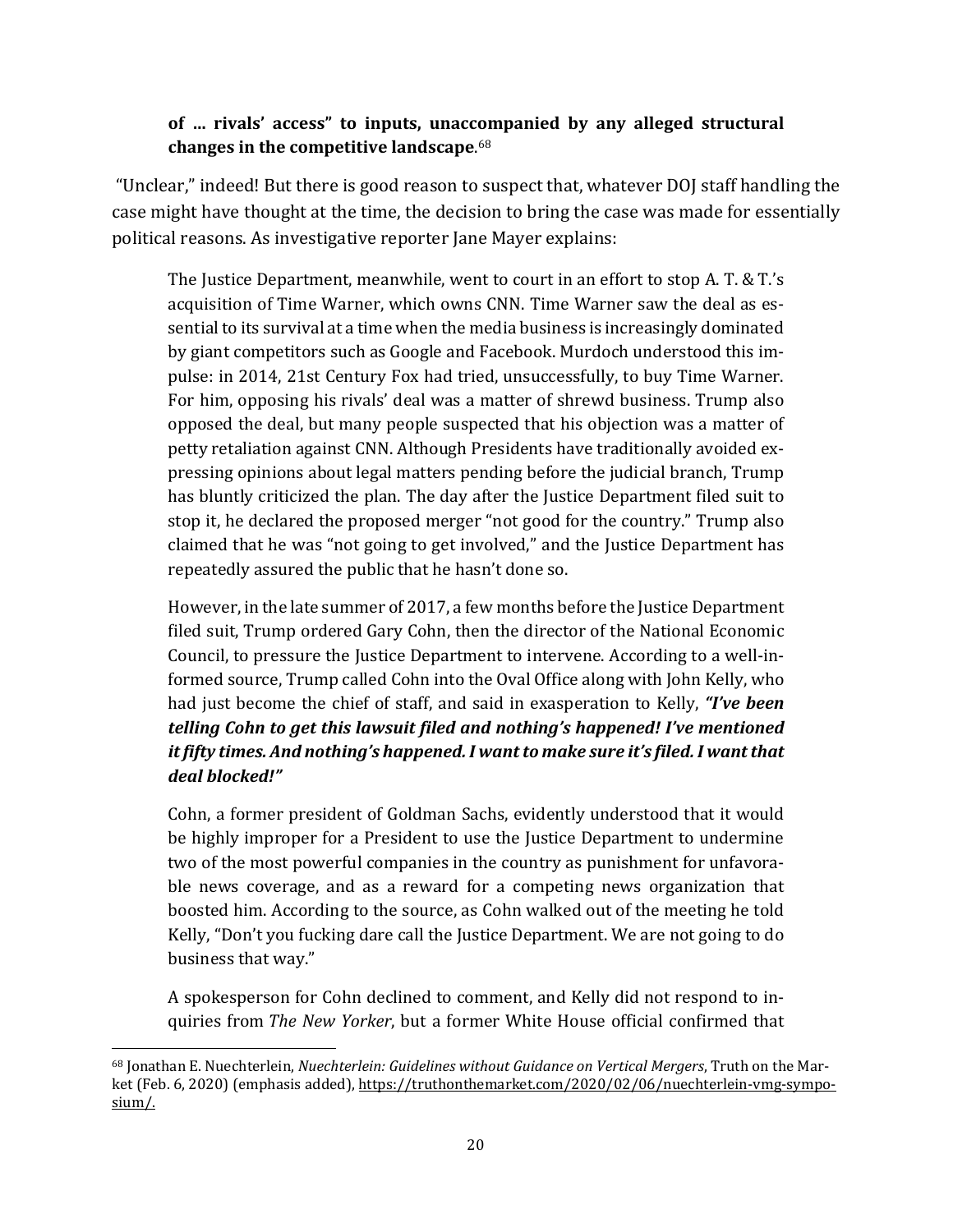> **of … rivals' access" to inputs, unaccompanied by any alleged structural changes in the competitive landscape**.[68]

"Unclear," indeed! But there is good reason to suspect that, whatever DOJ staff handling the case might have thought at the time, the decision to bring the case was made for essentially political reasons. As investigative reporter Jane Mayer explains:

> The Justice Department, meanwhile, went to court in an effort to stop A. T. & T.'s acquisition of Time Warner, which owns CNN. Time Warner saw the deal as essential to its survival at a time when the media business is increasingly dominated by giant competitors such as Google and Facebook. Murdoch understood this impulse: in 2014, 21st Century Fox had tried, unsuccessfully, to buy Time Warner. For him, opposing his rivals' deal was a matter of shrewd business. Trump also opposed the deal, but many people suspected that his objection was a matter of petty retaliation against CNN. Although Presidents have traditionally avoided expressing opinions about legal matters pending before the judicial branch, Trump has bluntly criticized the plan. The day after the Justice Department filed suit to stop it, he declared the proposed merger "not good for the country." Trump also claimed that he was "not going to get involved," and the Justice Department has repeatedly assured the public that he hasn't done so.
>
> However, in the late summer of 2017, a few months before the Justice Department filed suit, Trump ordered Gary Cohn, then the director of the National Economic Council, to pressure the Justice Department to intervene. According to a well-informed source, Trump called Cohn into the Oval Office along with John Kelly, who had just become the chief of staff, and said in exasperation to Kelly, ***"I've been telling Cohn to get this lawsuit filed and nothing's happened! I've mentioned it fifty times. And nothing's happened. I want to make sure it's filed. I want that deal blocked!"***
>
> Cohn, a former president of Goldman Sachs, evidently understood that it would be highly improper for a President to use the Justice Department to undermine two of the most powerful companies in the country as punishment for unfavorable news coverage, and as a reward for a competing news organization that boosted him. According to the source, as Cohn walked out of the meeting he told Kelly, "Don't you fucking dare call the Justice Department. We are not going to do business that way."
>
> A spokesperson for Cohn declined to comment, and Kelly did not respond to inquiries from *The New Yorker*, but a former White House official confirmed that

[68] Jonathan E. Nuechterlein, *Nuechterlein: Guidelines without Guidance on Vertical Mergers*, Truth on the Market (Feb. 6, 2020) (emphasis added), https://truthonthemarket.com/2020/02/06/nuechterlein-vmg-symposium/.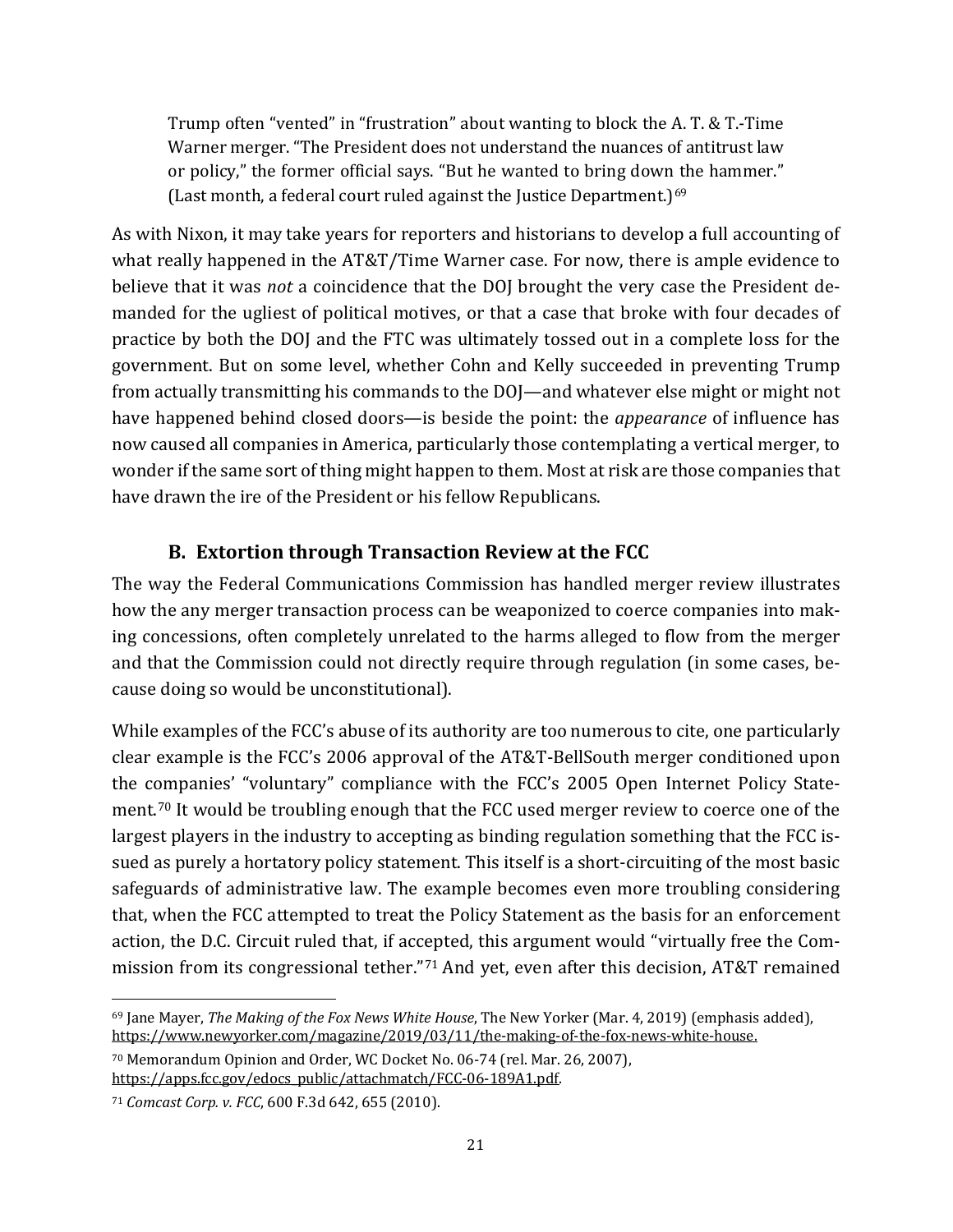> Trump often "vented" in "frustration" about wanting to block the A. T. & T.-Time Warner merger. "The President does not understand the nuances of antitrust law or policy," the former official says. "But he wanted to bring down the hammer." (Last month, a federal court ruled against the Justice Department.)[69]

As with Nixon, it may take years for reporters and historians to develop a full accounting of what really happened in the AT&T/Time Warner case. For now, there is ample evidence to believe that it was *not* a coincidence that the DOJ brought the very case the President demanded for the ugliest of political motives, or that a case that broke with four decades of practice by both the DOJ and the FTC was ultimately tossed out in a complete loss for the government. But on some level, whether Cohn and Kelly succeeded in preventing Trump from actually transmitting his commands to the DOJ—and whatever else might or might not have happened behind closed doors—is beside the point: the *appearance* of influence has now caused all companies in America, particularly those contemplating a vertical merger, to wonder if the same sort of thing might happen to them. Most at risk are those companies that have drawn the ire of the President or his fellow Republicans.

### B. Extortion through Transaction Review at the FCC

The way the Federal Communications Commission has handled merger review illustrates how the any merger transaction process can be weaponized to coerce companies into making concessions, often completely unrelated to the harms alleged to flow from the merger and that the Commission could not directly require through regulation (in some cases, because doing so would be unconstitutional).

While examples of the FCC's abuse of its authority are too numerous to cite, one particularly clear example is the FCC's 2006 approval of the AT&T-BellSouth merger conditioned upon the companies' "voluntary" compliance with the FCC's 2005 Open Internet Policy Statement.[70] It would be troubling enough that the FCC used merger review to coerce one of the largest players in the industry to accepting as binding regulation something that the FCC issued as purely a hortatory policy statement. This itself is a short-circuiting of the most basic safeguards of administrative law. The example becomes even more troubling considering that, when the FCC attempted to treat the Policy Statement as the basis for an enforcement action, the D.C. Circuit ruled that, if accepted, this argument would "virtually free the Commission from its congressional tether."[71] And yet, even after this decision, AT&T remained

---

[69] Jane Mayer, *The Making of the Fox News White House*, The New Yorker (Mar. 4, 2019) (emphasis added), https://www.newyorker.com/magazine/2019/03/11/the-making-of-the-fox-news-white-house.

[70] Memorandum Opinion and Order, WC Docket No. 06-74 (rel. Mar. 26, 2007), https://apps.fcc.gov/edocs_public/attachmatch/FCC-06-189A1.pdf.

[71] *Comcast Corp. v. FCC*, 600 F.3d 642, 655 (2010).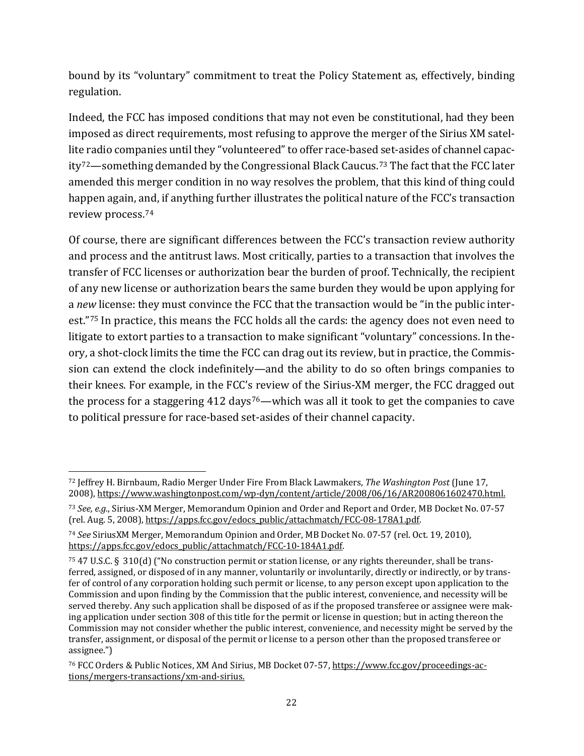bound by its "voluntary" commitment to treat the Policy Statement as, effectively, binding regulation.

Indeed, the FCC has imposed conditions that may not even be constitutional, had they been imposed as direct requirements, most refusing to approve the merger of the Sirius XM satellite radio companies until they "volunteered" to offer race-based set-asides of channel capacity[72]—something demanded by the Congressional Black Caucus.[73] The fact that the FCC later amended this merger condition in no way resolves the problem, that this kind of thing could happen again, and, if anything further illustrates the political nature of the FCC's transaction review process.[74]

Of course, there are significant differences between the FCC's transaction review authority and process and the antitrust laws. Most critically, parties to a transaction that involves the transfer of FCC licenses or authorization bear the burden of proof. Technically, the recipient of any new license or authorization bears the same burden they would be upon applying for a *new* license: they must convince the FCC that the transaction would be "in the public interest."[75] In practice, this means the FCC holds all the cards: the agency does not even need to litigate to extort parties to a transaction to make significant "voluntary" concessions. In theory, a shot-clock limits the time the FCC can drag out its review, but in practice, the Commission can extend the clock indefinitely—and the ability to do so often brings companies to their knees. For example, in the FCC's review of the Sirius-XM merger, the FCC dragged out the process for a staggering 412 days[76]—which was all it took to get the companies to cave to political pressure for race-based set-asides of their channel capacity.

---

[72] Jeffrey H. Birnbaum, Radio Merger Under Fire From Black Lawmakers, *The Washington Post* (June 17, 2008), https://www.washingtonpost.com/wp-dyn/content/article/2008/06/16/AR2008061602470.html.

[73] *See, e.g.*, Sirius-XM Merger, Memorandum Opinion and Order and Report and Order, MB Docket No. 07-57 (rel. Aug. 5, 2008), https://apps.fcc.gov/edocs_public/attachmatch/FCC-08-178A1.pdf.

[74] *See* SiriusXM Merger, Memorandum Opinion and Order, MB Docket No. 07-57 (rel. Oct. 19, 2010), https://apps.fcc.gov/edocs_public/attachmatch/FCC-10-184A1.pdf.

[75] 47 U.S.C. § 310(d) ("No construction permit or station license, or any rights thereunder, shall be transferred, assigned, or disposed of in any manner, voluntarily or involuntarily, directly or indirectly, or by transfer of control of any corporation holding such permit or license, to any person except upon application to the Commission and upon finding by the Commission that the public interest, convenience, and necessity will be served thereby. Any such application shall be disposed of as if the proposed transferee or assignee were making application under section 308 of this title for the permit or license in question; but in acting thereon the Commission may not consider whether the public interest, convenience, and necessity might be served by the transfer, assignment, or disposal of the permit or license to a person other than the proposed transferee or assignee.")

[76] FCC Orders & Public Notices, XM And Sirius, MB Docket 07-57, https://www.fcc.gov/proceedings-actions/mergers-transactions/xm-and-sirius.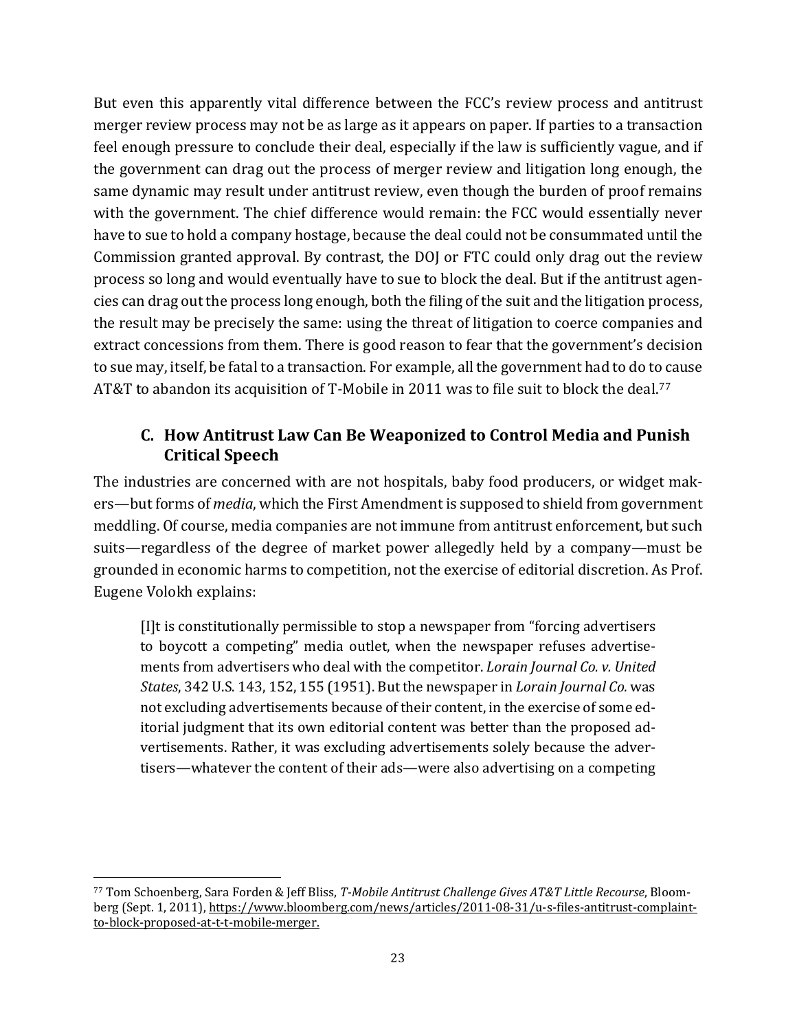But even this apparently vital difference between the FCC's review process and antitrust merger review process may not be as large as it appears on paper. If parties to a transaction feel enough pressure to conclude their deal, especially if the law is sufficiently vague, and if the government can drag out the process of merger review and litigation long enough, the same dynamic may result under antitrust review, even though the burden of proof remains with the government. The chief difference would remain: the FCC would essentially never have to sue to hold a company hostage, because the deal could not be consummated until the Commission granted approval. By contrast, the DOJ or FTC could only drag out the review process so long and would eventually have to sue to block the deal. But if the antitrust agencies can drag out the process long enough, both the filing of the suit and the litigation process, the result may be precisely the same: using the threat of litigation to coerce companies and extract concessions from them. There is good reason to fear that the government's decision to sue may, itself, be fatal to a transaction. For example, all the government had to do to cause AT&T to abandon its acquisition of T-Mobile in 2011 was to file suit to block the deal.[77]

### C. How Antitrust Law Can Be Weaponized to Control Media and Punish Critical Speech

The industries are concerned with are not hospitals, baby food producers, or widget makers—but forms of *media*, which the First Amendment is supposed to shield from government meddling. Of course, media companies are not immune from antitrust enforcement, but such suits—regardless of the degree of market power allegedly held by a company—must be grounded in economic harms to competition, not the exercise of editorial discretion. As Prof. Eugene Volokh explains:

> [I]t is constitutionally permissible to stop a newspaper from "forcing advertisers to boycott a competing" media outlet, when the newspaper refuses advertisements from advertisers who deal with the competitor. *Lorain Journal Co. v. United States*, 342 U.S. 143, 152, 155 (1951). But the newspaper in *Lorain Journal Co.* was not excluding advertisements because of their content, in the exercise of some editorial judgment that its own editorial content was better than the proposed advertisements. Rather, it was excluding advertisements solely because the advertisers—whatever the content of their ads—were also advertising on a competing

---

[77] Tom Schoenberg, Sara Forden & Jeff Bliss, *T-Mobile Antitrust Challenge Gives AT&T Little Recourse*, Bloomberg (Sept. 1, 2011), https://www.bloomberg.com/news/articles/2011-08-31/u-s-files-antitrust-complaint-to-block-proposed-at-t-t-mobile-merger.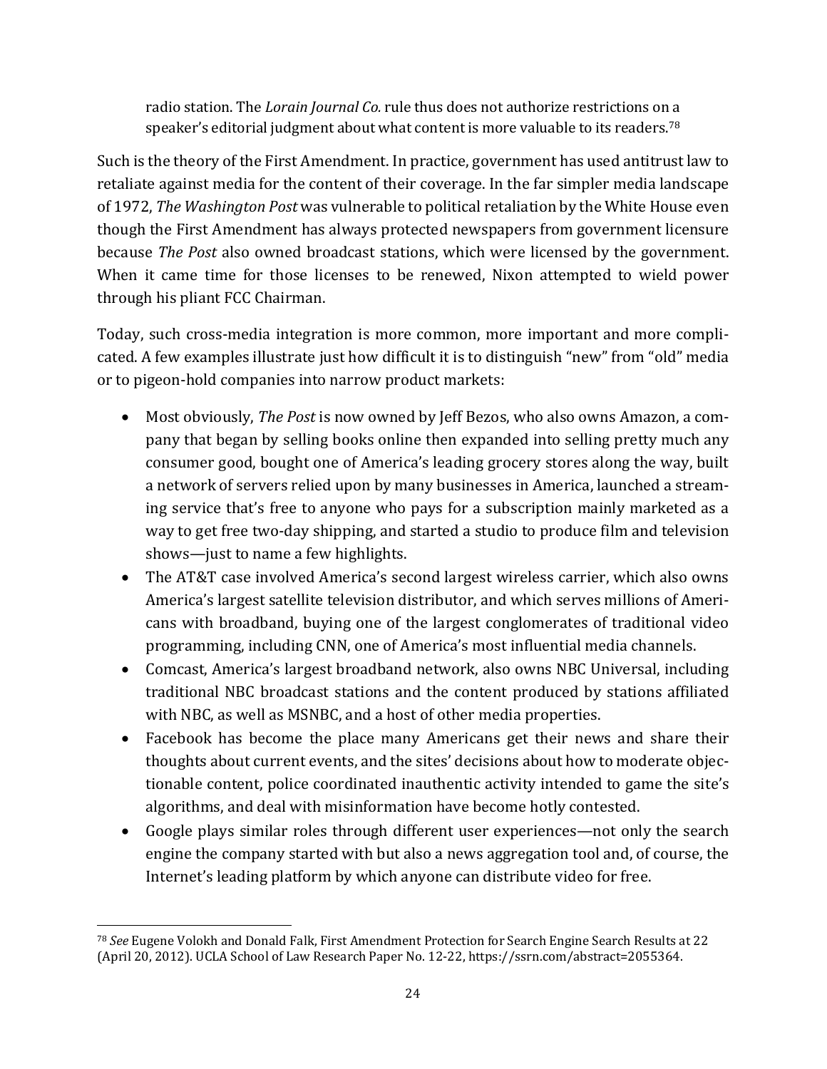> radio station. The *Lorain Journal Co.* rule thus does not authorize restrictions on a speaker's editorial judgment about what content is more valuable to its readers.[78]

Such is the theory of the First Amendment. In practice, government has used antitrust law to retaliate against media for the content of their coverage. In the far simpler media landscape of 1972, *The Washington Post* was vulnerable to political retaliation by the White House even though the First Amendment has always protected newspapers from government licensure because *The Post* also owned broadcast stations, which were licensed by the government. When it came time for those licenses to be renewed, Nixon attempted to wield power through his pliant FCC Chairman.

Today, such cross-media integration is more common, more important and more complicated. A few examples illustrate just how difficult it is to distinguish "new" from "old" media or to pigeon-hold companies into narrow product markets:

- Most obviously, *The Post* is now owned by Jeff Bezos, who also owns Amazon, a company that began by selling books online then expanded into selling pretty much any consumer good, bought one of America's leading grocery stores along the way, built a network of servers relied upon by many businesses in America, launched a streaming service that's free to anyone who pays for a subscription mainly marketed as a way to get free two-day shipping, and started a studio to produce film and television shows—just to name a few highlights.
- The AT&T case involved America's second largest wireless carrier, which also owns America's largest satellite television distributor, and which serves millions of Americans with broadband, buying one of the largest conglomerates of traditional video programming, including CNN, one of America's most influential media channels.
- Comcast, America's largest broadband network, also owns NBC Universal, including traditional NBC broadcast stations and the content produced by stations affiliated with NBC, as well as MSNBC, and a host of other media properties.
- Facebook has become the place many Americans get their news and share their thoughts about current events, and the sites' decisions about how to moderate objectionable content, police coordinated inauthentic activity intended to game the site's algorithms, and deal with misinformation have become hotly contested.
- Google plays similar roles through different user experiences—not only the search engine the company started with but also a news aggregation tool and, of course, the Internet's leading platform by which anyone can distribute video for free.

---

[78] *See* Eugene Volokh and Donald Falk, First Amendment Protection for Search Engine Search Results at 22 (April 20, 2012). UCLA School of Law Research Paper No. 12-22, https://ssrn.com/abstract=2055364.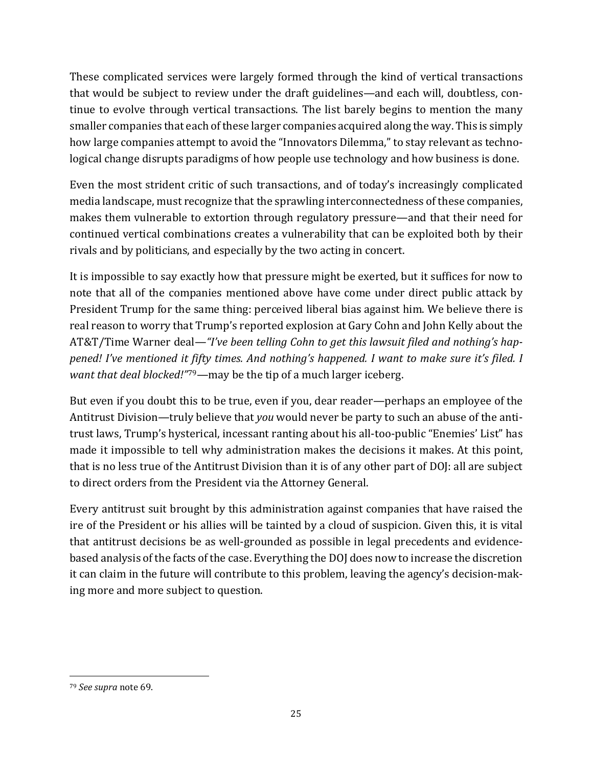These complicated services were largely formed through the kind of vertical transactions that would be subject to review under the draft guidelines—and each will, doubtless, continue to evolve through vertical transactions. The list barely begins to mention the many smaller companies that each of these larger companies acquired along the way. This is simply how large companies attempt to avoid the "Innovators Dilemma," to stay relevant as technological change disrupts paradigms of how people use technology and how business is done.

Even the most strident critic of such transactions, and of today's increasingly complicated media landscape, must recognize that the sprawling interconnectedness of these companies, makes them vulnerable to extortion through regulatory pressure—and that their need for continued vertical combinations creates a vulnerability that can be exploited both by their rivals and by politicians, and especially by the two acting in concert.

It is impossible to say exactly how that pressure might be exerted, but it suffices for now to note that all of the companies mentioned above have come under direct public attack by President Trump for the same thing: perceived liberal bias against him. We believe there is real reason to worry that Trump's reported explosion at Gary Cohn and John Kelly about the AT&T/Time Warner deal—*"I've been telling Cohn to get this lawsuit filed and nothing's happened! I've mentioned it fifty times. And nothing's happened. I want to make sure it's filed. I want that deal blocked!"*[79]—may be the tip of a much larger iceberg.

But even if you doubt this to be true, even if you, dear reader—perhaps an employee of the Antitrust Division—truly believe that *you* would never be party to such an abuse of the antitrust laws, Trump's hysterical, incessant ranting about his all-too-public "Enemies' List" has made it impossible to tell why administration makes the decisions it makes. At this point, that is no less true of the Antitrust Division than it is of any other part of DOJ: all are subject to direct orders from the President via the Attorney General.

Every antitrust suit brought by this administration against companies that have raised the ire of the President or his allies will be tainted by a cloud of suspicion. Given this, it is vital that antitrust decisions be as well-grounded as possible in legal precedents and evidence-based analysis of the facts of the case. Everything the DOJ does now to increase the discretion it can claim in the future will contribute to this problem, leaving the agency's decision-making more and more subject to question.

---

[79] *See supra* note 69.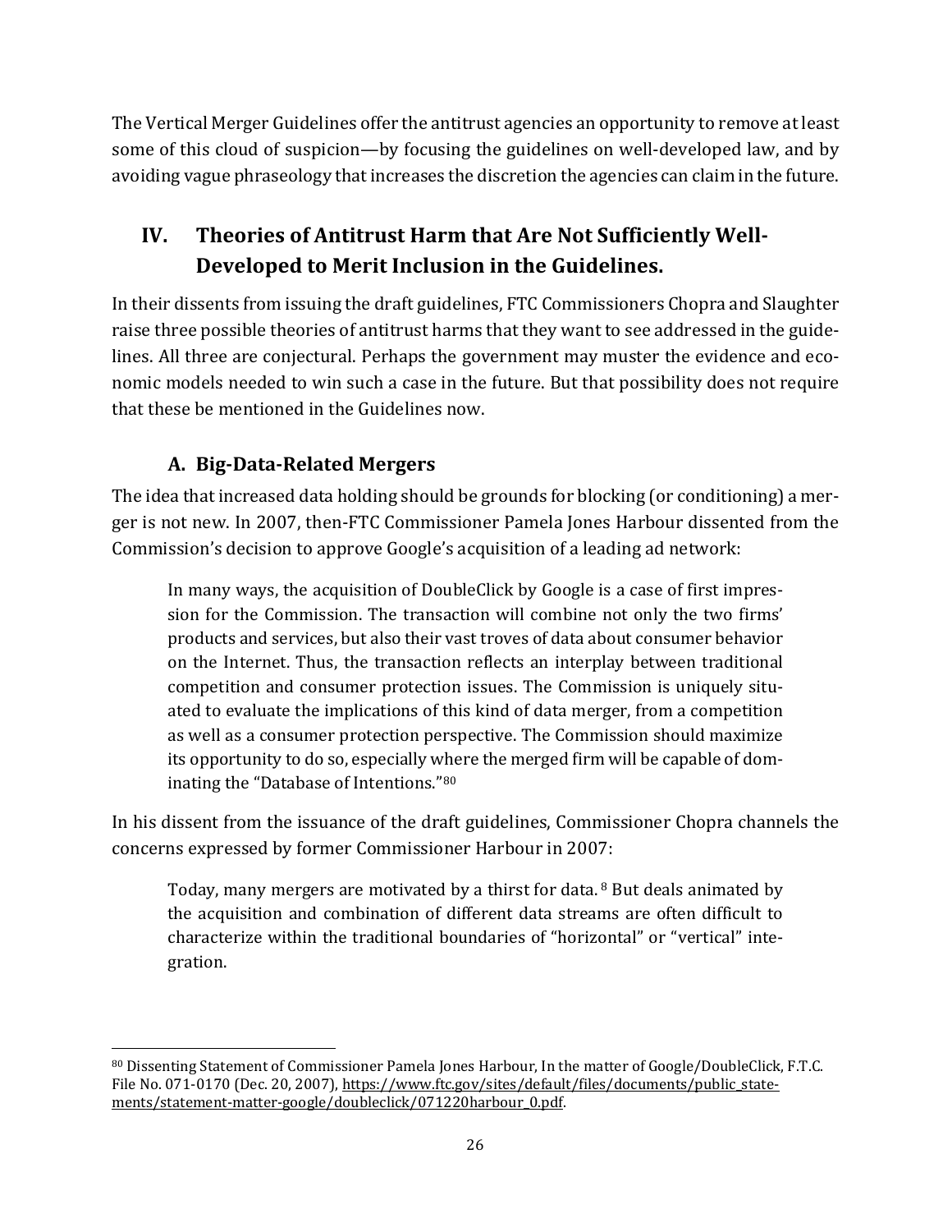The Vertical Merger Guidelines offer the antitrust agencies an opportunity to remove at least some of this cloud of suspicion—by focusing the guidelines on well-developed law, and by avoiding vague phraseology that increases the discretion the agencies can claim in the future.

## IV. Theories of Antitrust Harm that Are Not Sufficiently Well-Developed to Merit Inclusion in the Guidelines.

In their dissents from issuing the draft guidelines, FTC Commissioners Chopra and Slaughter raise three possible theories of antitrust harms that they want to see addressed in the guidelines. All three are conjectural. Perhaps the government may muster the evidence and economic models needed to win such a case in the future. But that possibility does not require that these be mentioned in the Guidelines now.

### A. Big-Data-Related Mergers

The idea that increased data holding should be grounds for blocking (or conditioning) a merger is not new. In 2007, then-FTC Commissioner Pamela Jones Harbour dissented from the Commission's decision to approve Google's acquisition of a leading ad network:

> In many ways, the acquisition of DoubleClick by Google is a case of first impression for the Commission. The transaction will combine not only the two firms' products and services, but also their vast troves of data about consumer behavior on the Internet. Thus, the transaction reflects an interplay between traditional competition and consumer protection issues. The Commission is uniquely situated to evaluate the implications of this kind of data merger, from a competition as well as a consumer protection perspective. The Commission should maximize its opportunity to do so, especially where the merged firm will be capable of dominating the "Database of Intentions."[80]

In his dissent from the issuance of the draft guidelines, Commissioner Chopra channels the concerns expressed by former Commissioner Harbour in 2007:

> Today, many mergers are motivated by a thirst for data. [8] But deals animated by the acquisition and combination of different data streams are often difficult to characterize within the traditional boundaries of "horizontal" or "vertical" integration.

---

[80] Dissenting Statement of Commissioner Pamela Jones Harbour, In the matter of Google/DoubleClick, F.T.C. File No. 071-0170 (Dec. 20, 2007), https://www.ftc.gov/sites/default/files/documents/public_statements/statement-matter-google/doubleclick/071220harbour_0.pdf.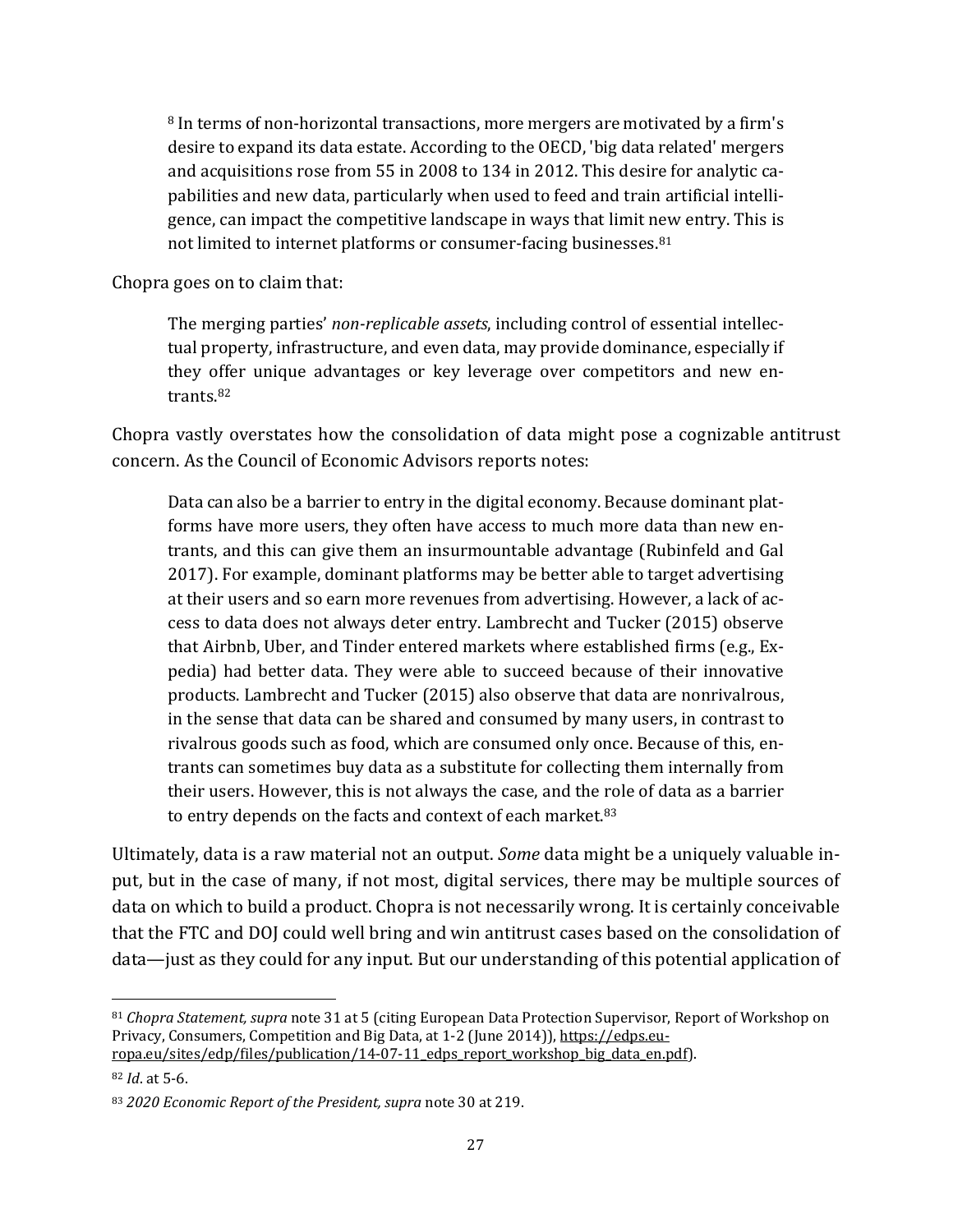> [8] In terms of non-horizontal transactions, more mergers are motivated by a firm's desire to expand its data estate. According to the OECD, 'big data related' mergers and acquisitions rose from 55 in 2008 to 134 in 2012. This desire for analytic capabilities and new data, particularly when used to feed and train artificial intelligence, can impact the competitive landscape in ways that limit new entry. This is not limited to internet platforms or consumer-facing businesses.[81]

Chopra goes on to claim that:

> The merging parties' *non-replicable assets*, including control of essential intellectual property, infrastructure, and even data, may provide dominance, especially if they offer unique advantages or key leverage over competitors and new entrants.[82]

Chopra vastly overstates how the consolidation of data might pose a cognizable antitrust concern. As the Council of Economic Advisors reports notes:

> Data can also be a barrier to entry in the digital economy. Because dominant platforms have more users, they often have access to much more data than new entrants, and this can give them an insurmountable advantage (Rubinfeld and Gal 2017). For example, dominant platforms may be better able to target advertising at their users and so earn more revenues from advertising. However, a lack of access to data does not always deter entry. Lambrecht and Tucker (2015) observe that Airbnb, Uber, and Tinder entered markets where established firms (e.g., Expedia) had better data. They were able to succeed because of their innovative products. Lambrecht and Tucker (2015) also observe that data are nonrivalrous, in the sense that data can be shared and consumed by many users, in contrast to rivalrous goods such as food, which are consumed only once. Because of this, entrants can sometimes buy data as a substitute for collecting them internally from their users. However, this is not always the case, and the role of data as a barrier to entry depends on the facts and context of each market.[83]

Ultimately, data is a raw material not an output. *Some* data might be a uniquely valuable input, but in the case of many, if not most, digital services, there may be multiple sources of data on which to build a product. Chopra is not necessarily wrong. It is certainly conceivable that the FTC and DOJ could well bring and win antitrust cases based on the consolidation of data—just as they could for any input. But our understanding of this potential application of

---

[81] *Chopra Statement, supra* note 31 at 5 (citing European Data Protection Supervisor, Report of Workshop on Privacy, Consumers, Competition and Big Data, at 1-2 (June 2014)), https://edps.europa.eu/sites/edp/files/publication/14-07-11_edps_report_workshop_big_data_en.pdf).

[82] *Id*. at 5-6.

[83] *2020 Economic Report of the President, supra* note 30 at 219.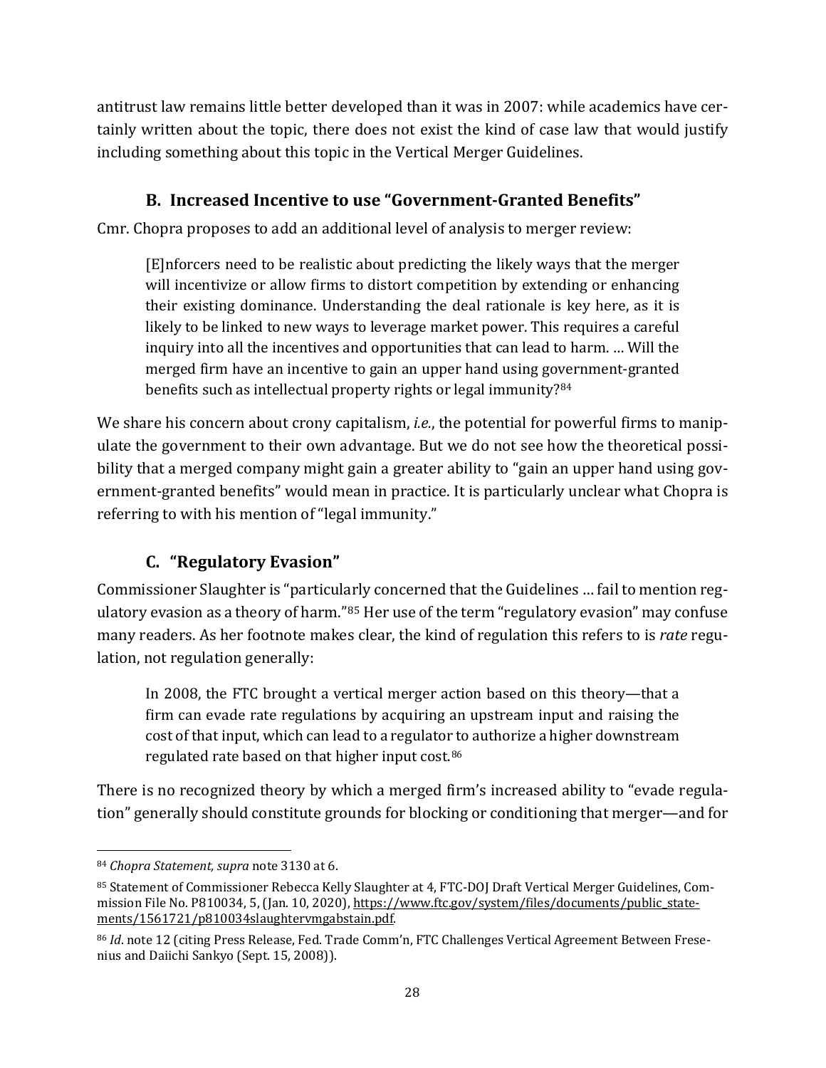antitrust law remains little better developed than it was in 2007: while academics have certainly written about the topic, there does not exist the kind of case law that would justify including something about this topic in the Vertical Merger Guidelines.

### B. Increased Incentive to use "Government-Granted Benefits"

Cmr. Chopra proposes to add an additional level of analysis to merger review:

> [E]nforcers need to be realistic about predicting the likely ways that the merger will incentivize or allow firms to distort competition by extending or enhancing their existing dominance. Understanding the deal rationale is key here, as it is likely to be linked to new ways to leverage market power. This requires a careful inquiry into all the incentives and opportunities that can lead to harm. … Will the merged firm have an incentive to gain an upper hand using government-granted benefits such as intellectual property rights or legal immunity?[84]

We share his concern about crony capitalism, *i.e.*, the potential for powerful firms to manipulate the government to their own advantage. But we do not see how the theoretical possibility that a merged company might gain a greater ability to "gain an upper hand using government-granted benefits" would mean in practice. It is particularly unclear what Chopra is referring to with his mention of "legal immunity."

### C. "Regulatory Evasion"

Commissioner Slaughter is "particularly concerned that the Guidelines … fail to mention regulatory evasion as a theory of harm."[85] Her use of the term "regulatory evasion" may confuse many readers. As her footnote makes clear, the kind of regulation this refers to is *rate* regulation, not regulation generally:

> In 2008, the FTC brought a vertical merger action based on this theory—that a firm can evade rate regulations by acquiring an upstream input and raising the cost of that input, which can lead to a regulator to authorize a higher downstream regulated rate based on that higher input cost.[86]

There is no recognized theory by which a merged firm's increased ability to "evade regulation" generally should constitute grounds for blocking or conditioning that merger—and for

---

[84] *Chopra Statement, supra* note 3130 at 6.

[85] Statement of Commissioner Rebecca Kelly Slaughter at 4, FTC-DOJ Draft Vertical Merger Guidelines, Commission File No. P810034, 5, (Jan. 10, 2020), https://www.ftc.gov/system/files/documents/public_statements/1561721/p810034slaughtervmgabstain.pdf.

[86] *Id*. note 12 (citing Press Release, Fed. Trade Comm'n, FTC Challenges Vertical Agreement Between Fresenius and Daiichi Sankyo (Sept. 15, 2008)).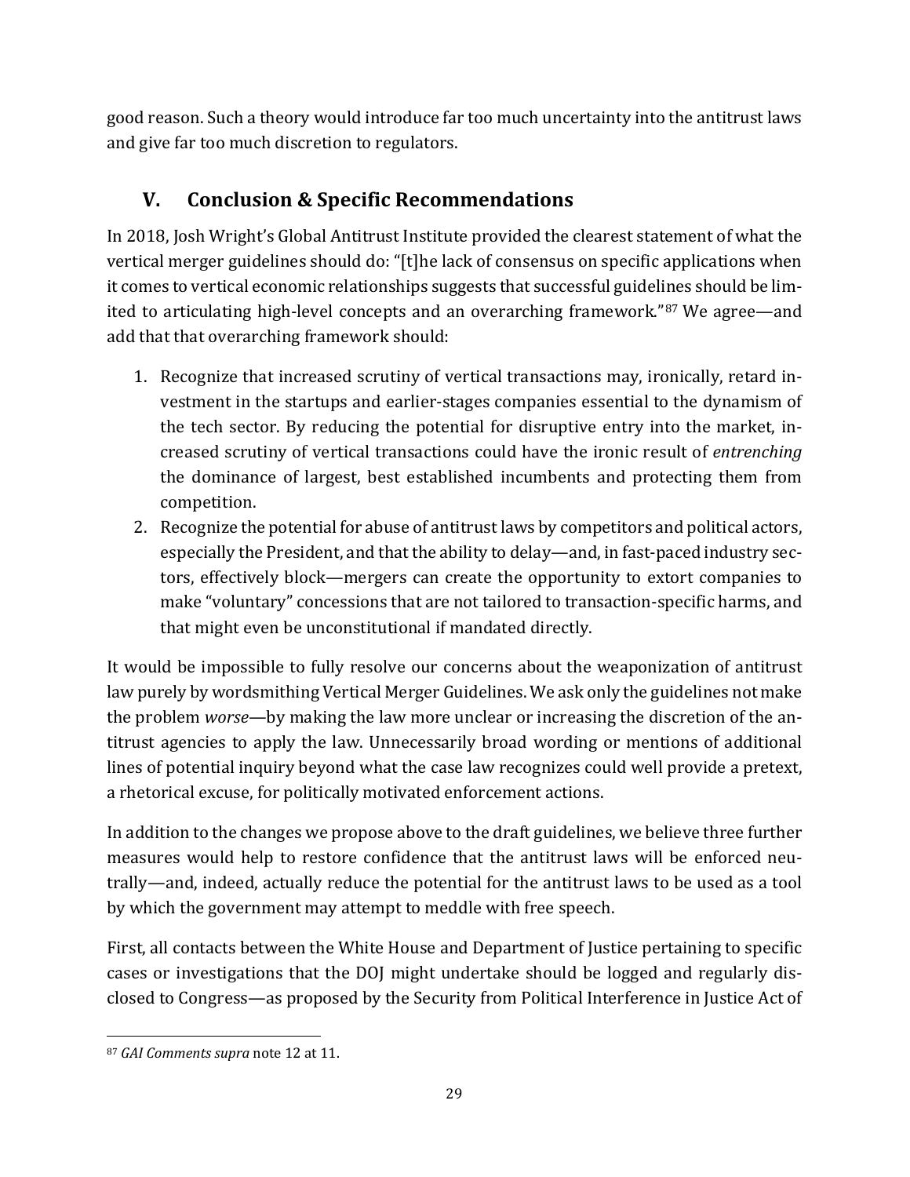good reason. Such a theory would introduce far too much uncertainty into the antitrust laws and give far too much discretion to regulators.

## V. Conclusion & Specific Recommendations

In 2018, Josh Wright's Global Antitrust Institute provided the clearest statement of what the vertical merger guidelines should do: "[t]he lack of consensus on specific applications when it comes to vertical economic relationships suggests that successful guidelines should be limited to articulating high-level concepts and an overarching framework."[87] We agree—and add that that overarching framework should:

1. Recognize that increased scrutiny of vertical transactions may, ironically, retard investment in the startups and earlier-stages companies essential to the dynamism of the tech sector. By reducing the potential for disruptive entry into the market, increased scrutiny of vertical transactions could have the ironic result of *entrenching* the dominance of largest, best established incumbents and protecting them from competition.
2. Recognize the potential for abuse of antitrust laws by competitors and political actors, especially the President, and that the ability to delay—and, in fast-paced industry sectors, effectively block—mergers can create the opportunity to extort companies to make "voluntary" concessions that are not tailored to transaction-specific harms, and that might even be unconstitutional if mandated directly.

It would be impossible to fully resolve our concerns about the weaponization of antitrust law purely by wordsmithing Vertical Merger Guidelines. We ask only the guidelines not make the problem *worse*—by making the law more unclear or increasing the discretion of the antitrust agencies to apply the law. Unnecessarily broad wording or mentions of additional lines of potential inquiry beyond what the case law recognizes could well provide a pretext, a rhetorical excuse, for politically motivated enforcement actions.

In addition to the changes we propose above to the draft guidelines, we believe three further measures would help to restore confidence that the antitrust laws will be enforced neutrally—and, indeed, actually reduce the potential for the antitrust laws to be used as a tool by which the government may attempt to meddle with free speech.

First, all contacts between the White House and Department of Justice pertaining to specific cases or investigations that the DOJ might undertake should be logged and regularly disclosed to Congress—as proposed by the Security from Political Interference in Justice Act of

---

[87] *GAI Comments supra* note 12 at 11.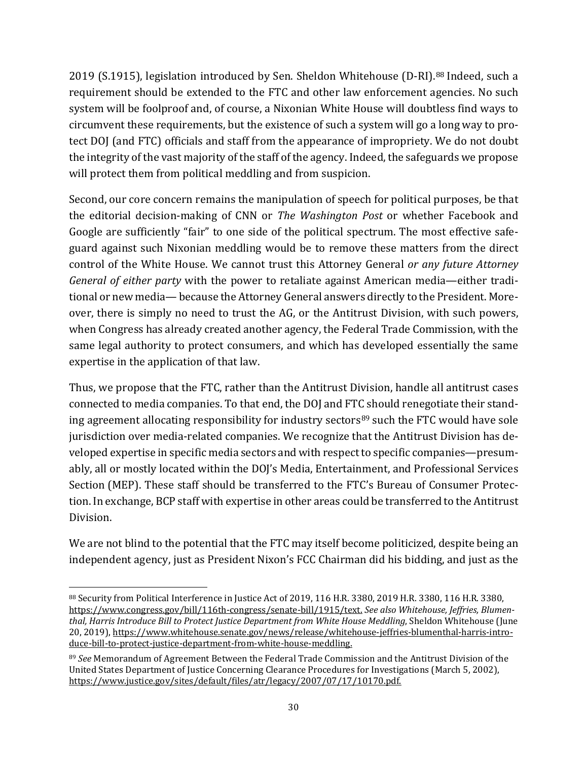2019 (S.1915), legislation introduced by Sen. Sheldon Whitehouse (D-RI).[88] Indeed, such a requirement should be extended to the FTC and other law enforcement agencies. No such system will be foolproof and, of course, a Nixonian White House will doubtless find ways to circumvent these requirements, but the existence of such a system will go a long way to protect DOJ (and FTC) officials and staff from the appearance of impropriety. We do not doubt the integrity of the vast majority of the staff of the agency. Indeed, the safeguards we propose will protect them from political meddling and from suspicion.

Second, our core concern remains the manipulation of speech for political purposes, be that the editorial decision-making of CNN or *The Washington Post* or whether Facebook and Google are sufficiently "fair" to one side of the political spectrum. The most effective safeguard against such Nixonian meddling would be to remove these matters from the direct control of the White House. We cannot trust this Attorney General *or any future Attorney General of either party* with the power to retaliate against American media—either traditional or new media— because the Attorney General answers directly to the President. Moreover, there is simply no need to trust the AG, or the Antitrust Division, with such powers, when Congress has already created another agency, the Federal Trade Commission, with the same legal authority to protect consumers, and which has developed essentially the same expertise in the application of that law.

Thus, we propose that the FTC, rather than the Antitrust Division, handle all antitrust cases connected to media companies. To that end, the DOJ and FTC should renegotiate their standing agreement allocating responsibility for industry sectors[89] such the FTC would have sole jurisdiction over media-related companies. We recognize that the Antitrust Division has developed expertise in specific media sectors and with respect to specific companies—presumably, all or mostly located within the DOJ's Media, Entertainment, and Professional Services Section (MEP). These staff should be transferred to the FTC's Bureau of Consumer Protection. In exchange, BCP staff with expertise in other areas could be transferred to the Antitrust Division.

We are not blind to the potential that the FTC may itself become politicized, despite being an independent agency, just as President Nixon's FCC Chairman did his bidding, and just as the

---

[88] Security from Political Interference in Justice Act of 2019, 116 H.R. 3380, 2019 H.R. 3380, 116 H.R. 3380, https://www.congress.gov/bill/116th-congress/senate-bill/1915/text. *See also Whitehouse, Jeffries, Blumenthal, Harris Introduce Bill to Protect Justice Department from White House Meddling*, Sheldon Whitehouse (June 20, 2019), https://www.whitehouse.senate.gov/news/release/whitehouse-jeffries-blumenthal-harris-introduce-bill-to-protect-justice-department-from-white-house-meddling.

[89] *See* Memorandum of Agreement Between the Federal Trade Commission and the Antitrust Division of the United States Department of Justice Concerning Clearance Procedures for Investigations (March 5, 2002), https://www.justice.gov/sites/default/files/atr/legacy/2007/07/17/10170.pdf.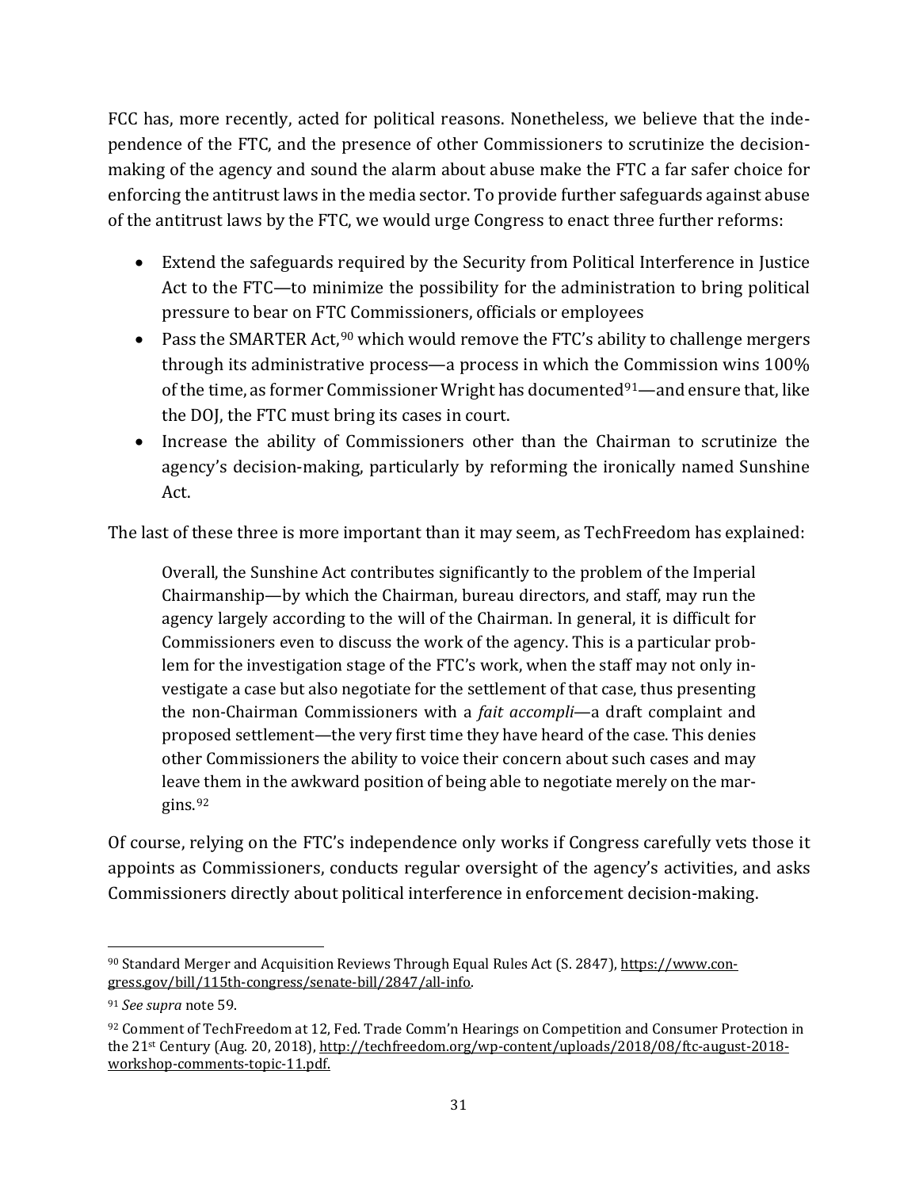FCC has, more recently, acted for political reasons. Nonetheless, we believe that the independence of the FTC, and the presence of other Commissioners to scrutinize the decision-making of the agency and sound the alarm about abuse make the FTC a far safer choice for enforcing the antitrust laws in the media sector. To provide further safeguards against abuse of the antitrust laws by the FTC, we would urge Congress to enact three further reforms:

- Extend the safeguards required by the Security from Political Interference in Justice Act to the FTC—to minimize the possibility for the administration to bring political pressure to bear on FTC Commissioners, officials or employees
- Pass the SMARTER Act,[90] which would remove the FTC's ability to challenge mergers through its administrative process—a process in which the Commission wins 100% of the time, as former Commissioner Wright has documented[91]—and ensure that, like the DOJ, the FTC must bring its cases in court.
- Increase the ability of Commissioners other than the Chairman to scrutinize the agency's decision-making, particularly by reforming the ironically named Sunshine Act.

The last of these three is more important than it may seem, as TechFreedom has explained:

> Overall, the Sunshine Act contributes significantly to the problem of the Imperial Chairmanship—by which the Chairman, bureau directors, and staff, may run the agency largely according to the will of the Chairman. In general, it is difficult for Commissioners even to discuss the work of the agency. This is a particular problem for the investigation stage of the FTC's work, when the staff may not only investigate a case but also negotiate for the settlement of that case, thus presenting the non-Chairman Commissioners with a *fait accompli*—a draft complaint and proposed settlement—the very first time they have heard of the case. This denies other Commissioners the ability to voice their concern about such cases and may leave them in the awkward position of being able to negotiate merely on the margins.[92]

Of course, relying on the FTC's independence only works if Congress carefully vets those it appoints as Commissioners, conducts regular oversight of the agency's activities, and asks Commissioners directly about political interference in enforcement decision-making.

---

[90] Standard Merger and Acquisition Reviews Through Equal Rules Act (S. 2847), https://www.congress.gov/bill/115th-congress/senate-bill/2847/all-info.

[91] *See supra* note 59.

[92] Comment of TechFreedom at 12, Fed. Trade Comm'n Hearings on Competition and Consumer Protection in the 21st Century (Aug. 20, 2018), http://techfreedom.org/wp-content/uploads/2018/08/ftc-august-2018-workshop-comments-topic-11.pdf.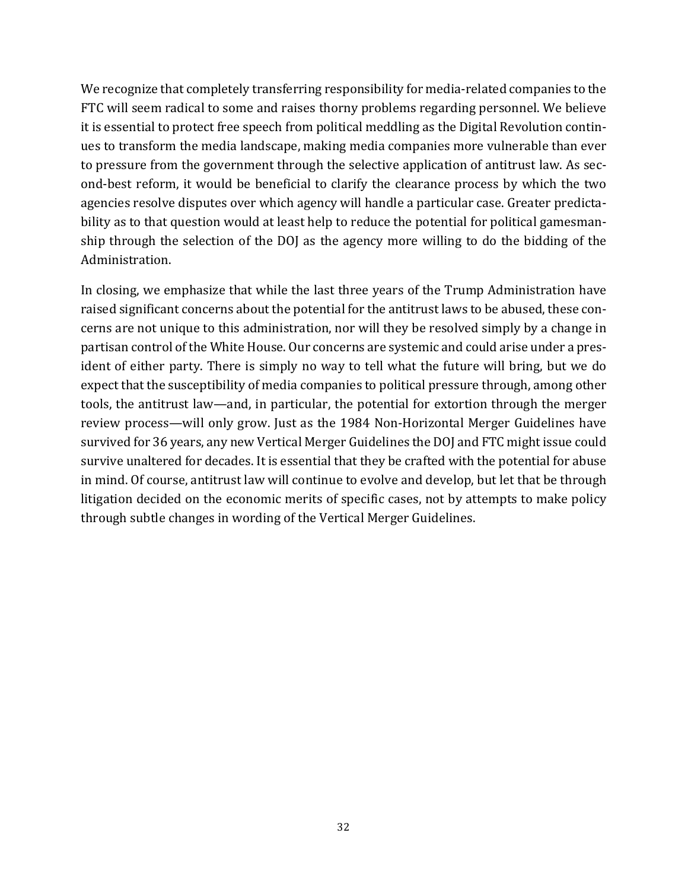We recognize that completely transferring responsibility for media-related companies to the FTC will seem radical to some and raises thorny problems regarding personnel. We believe it is essential to protect free speech from political meddling as the Digital Revolution continues to transform the media landscape, making media companies more vulnerable than ever to pressure from the government through the selective application of antitrust law. As second-best reform, it would be beneficial to clarify the clearance process by which the two agencies resolve disputes over which agency will handle a particular case. Greater predictability as to that question would at least help to reduce the potential for political gamesmanship through the selection of the DOJ as the agency more willing to do the bidding of the Administration.

In closing, we emphasize that while the last three years of the Trump Administration have raised significant concerns about the potential for the antitrust laws to be abused, these concerns are not unique to this administration, nor will they be resolved simply by a change in partisan control of the White House. Our concerns are systemic and could arise under a president of either party. There is simply no way to tell what the future will bring, but we do expect that the susceptibility of media companies to political pressure through, among other tools, the antitrust law—and, in particular, the potential for extortion through the merger review process—will only grow. Just as the 1984 Non-Horizontal Merger Guidelines have survived for 36 years, any new Vertical Merger Guidelines the DOJ and FTC might issue could survive unaltered for decades. It is essential that they be crafted with the potential for abuse in mind. Of course, antitrust law will continue to evolve and develop, but let that be through litigation decided on the economic merits of specific cases, not by attempts to make policy through subtle changes in wording of the Vertical Merger Guidelines.